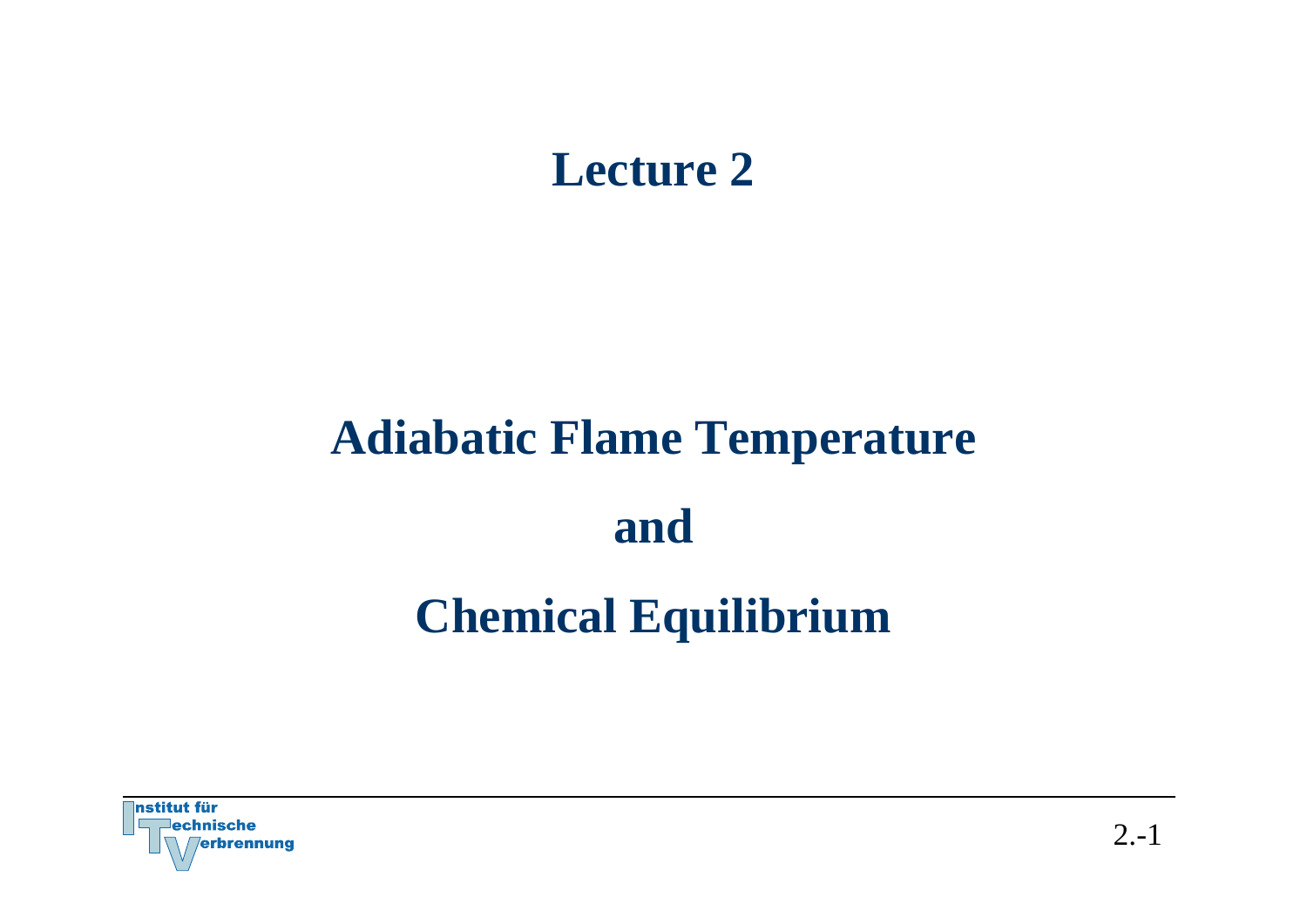# Lecture 2

## Adiabatic Flame Temperature

## and

## Chemical Equilibrium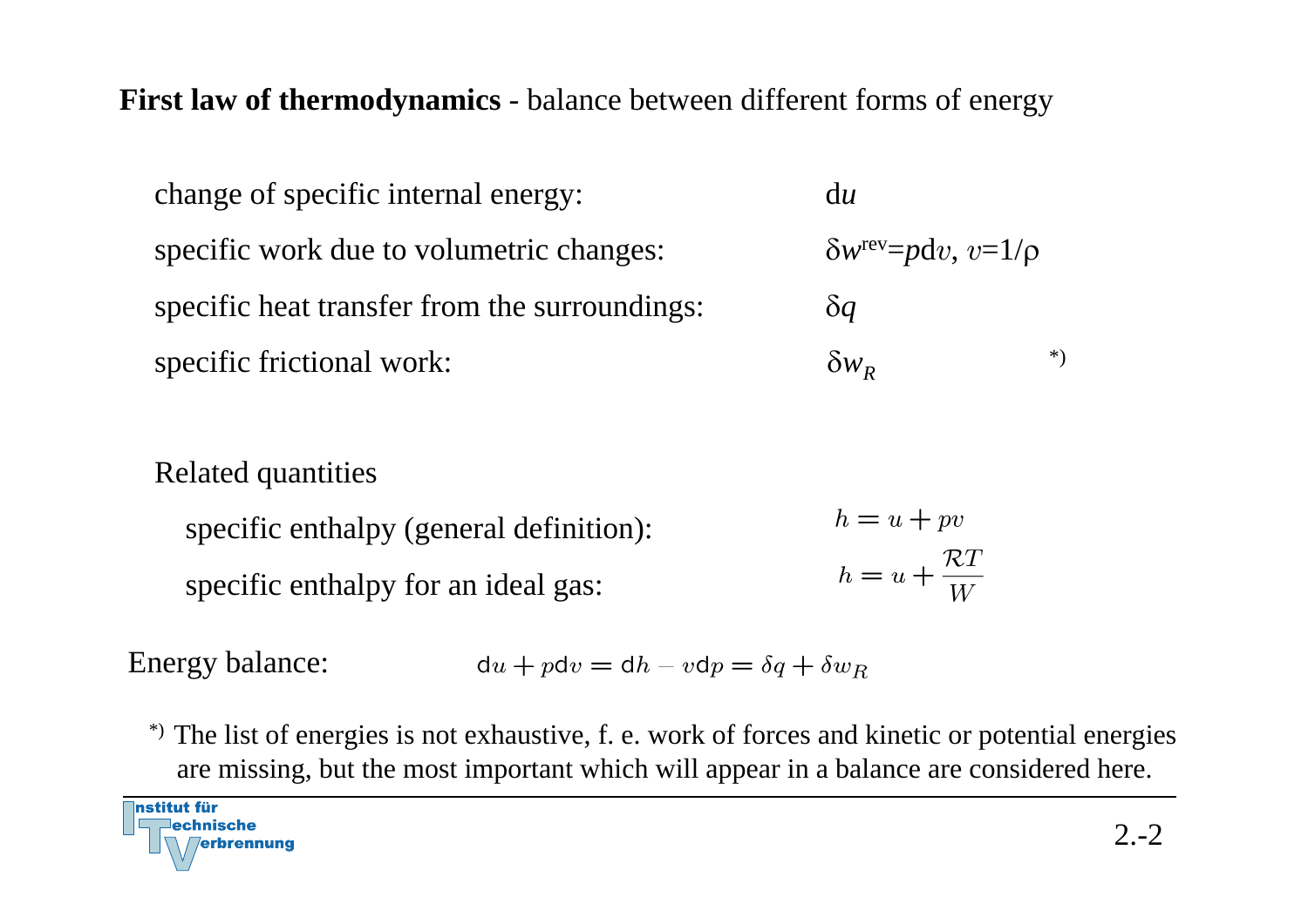**First law of thermodynamics** - balance between different forms of energy

| | |
|---|---|
| change of specific internal energy: | $\mathrm{d}u$ |
| specific work due to volumetric changes: | $\delta w^{rev} = p\mathrm{d}v$, $v = 1/\rho$ |
| specific heat transfer from the surroundings: | $\delta q$ |
| specific frictional work: | $\delta w_R$ *) |

Related quantities

specific enthalpy (general definition): $h = u + pv$

specific enthalpy for an ideal gas: $h = u + \dfrac{\mathcal{R}T}{W}$

Energy balance:

$$\mathrm{d}u + p\mathrm{d}v = \mathrm{d}h - v\mathrm{d}p = \delta q + \delta w_R$$

*) The list of energies is not exhaustive, f. e. work of forces and kinetic or potential energies are missing, but the most important which will appear in a balance are considered here.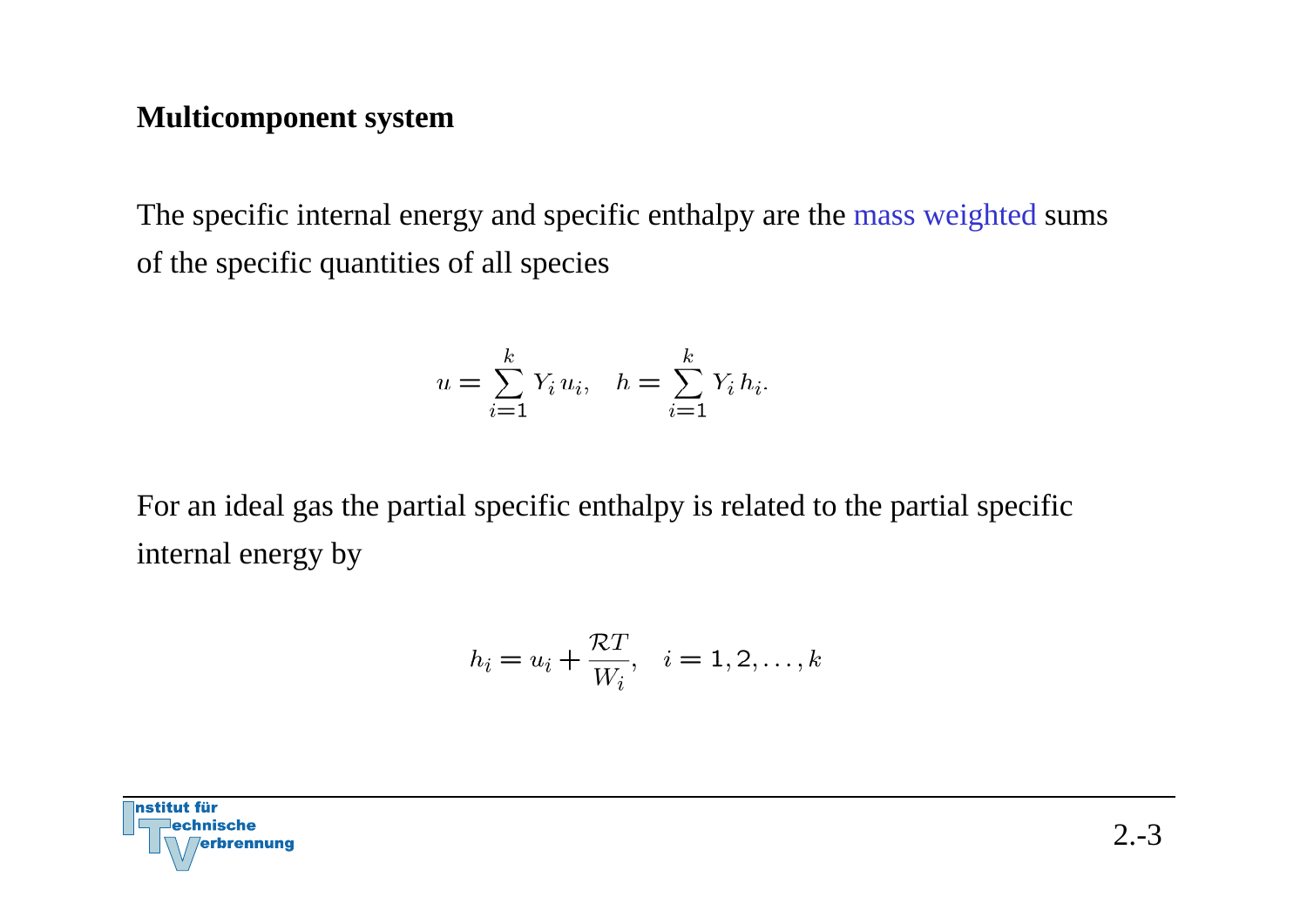## Multicomponent system

The specific internal energy and specific enthalpy are the mass weighted sums of the specific quantities of all species

$$u = \sum_{i=1}^{k} Y_i \, u_i, \quad h = \sum_{i=1}^{k} Y_i \, h_i.$$

For an ideal gas the partial specific enthalpy is related to the partial specific internal energy by

$$h_i = u_i + \frac{\mathcal{R}T}{W_i}, \quad i = 1, 2, \ldots, k$$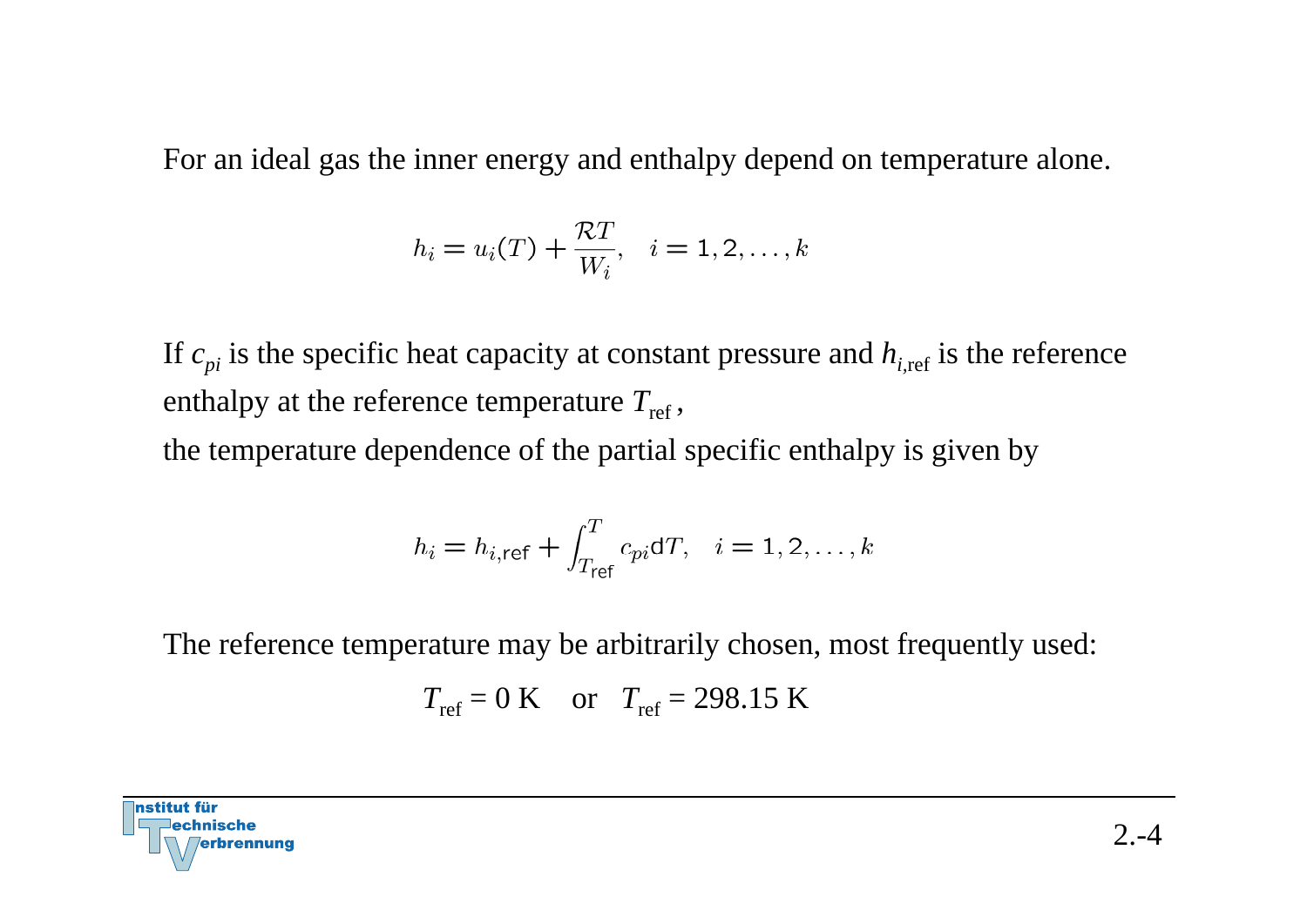For an ideal gas the inner energy and enthalpy depend on temperature alone.

$$h_i = u_i(T) + \frac{\mathcal{R}T}{W_i}, \quad i = 1, 2, \ldots, k$$

If $c_{pi}$ is the specific heat capacity at constant pressure and $h_{i,\mathrm{ref}}$ is the reference enthalpy at the reference temperature $T_{\mathrm{ref}}$,

the temperature dependence of the partial specific enthalpy is given by

$$h_i = h_{i,\mathrm{ref}} + \int_{T_{\mathrm{ref}}}^{T} c_{pi} \mathrm{d}T, \quad i = 1, 2, \ldots, k$$

The reference temperature may be arbitrarily chosen, most frequently used:

$T_{\mathrm{ref}} = 0$ K  or  $T_{\mathrm{ref}} = 298.15$ K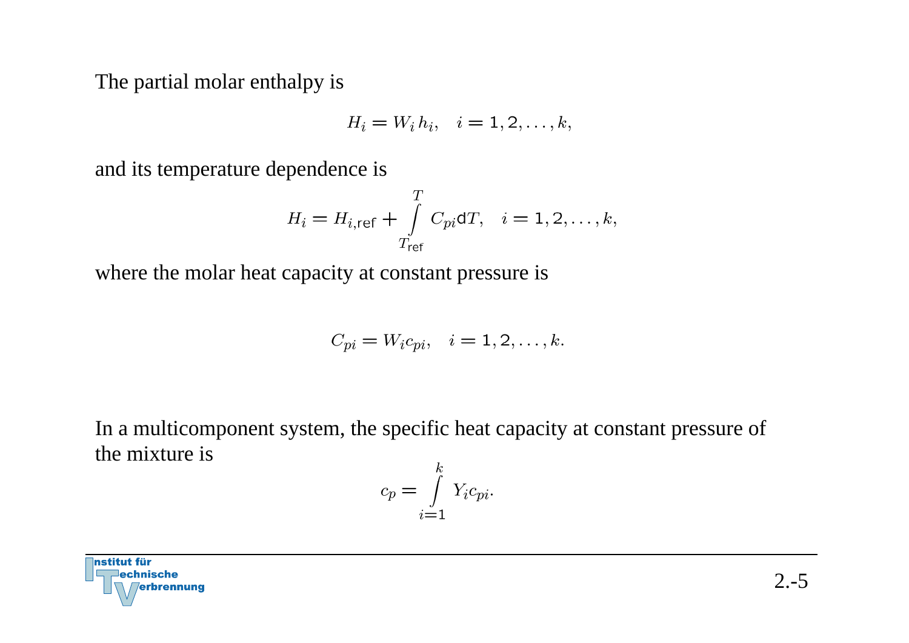The partial molar enthalpy is

$$H_i = W_i \, h_i, \quad i = 1, 2, \ldots, k,$$

and its temperature dependence is

$$H_i = H_{i,\mathsf{ref}} + \int\limits_{T_{\mathsf{ref}}}^{T} C_{pi} \mathsf{d}T, \quad i = 1, 2, \ldots, k,$$

where the molar heat capacity at constant pressure is

$$C_{pi} = W_i c_{pi}, \quad i = 1, 2, \ldots, k.$$

In a multicomponent system, the specific heat capacity at constant pressure of the mixture is

$$c_p = \int\limits_{i=1}^{k} Y_i c_{pi}.$$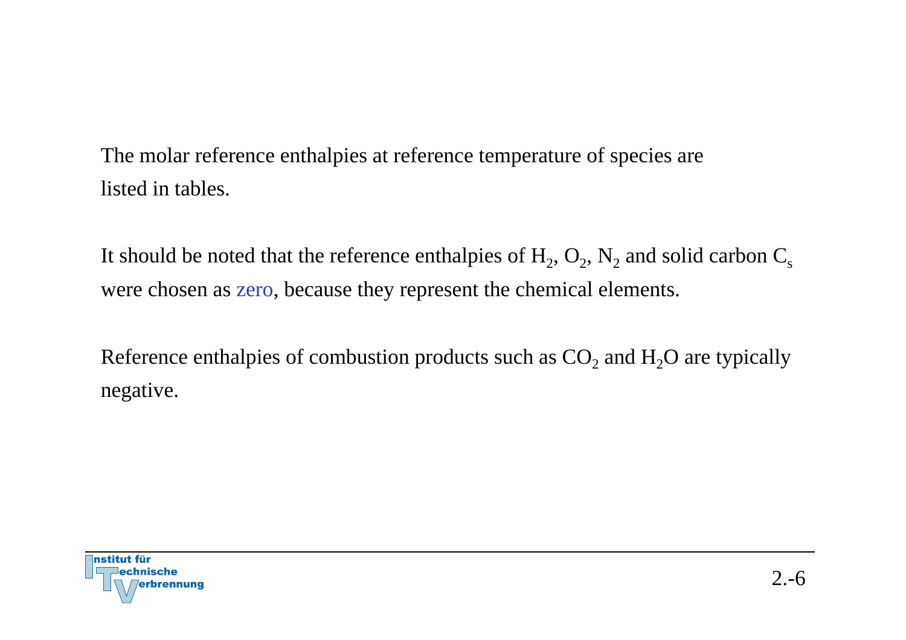The molar reference enthalpies at reference temperature of species are listed in tables.

It should be noted that the reference enthalpies of $H_2$, $O_2$, $N_2$ and solid carbon $C_s$ were chosen as zero, because they represent the chemical elements.

Reference enthalpies of combustion products such as $CO_2$ and $H_2O$ are typically negative.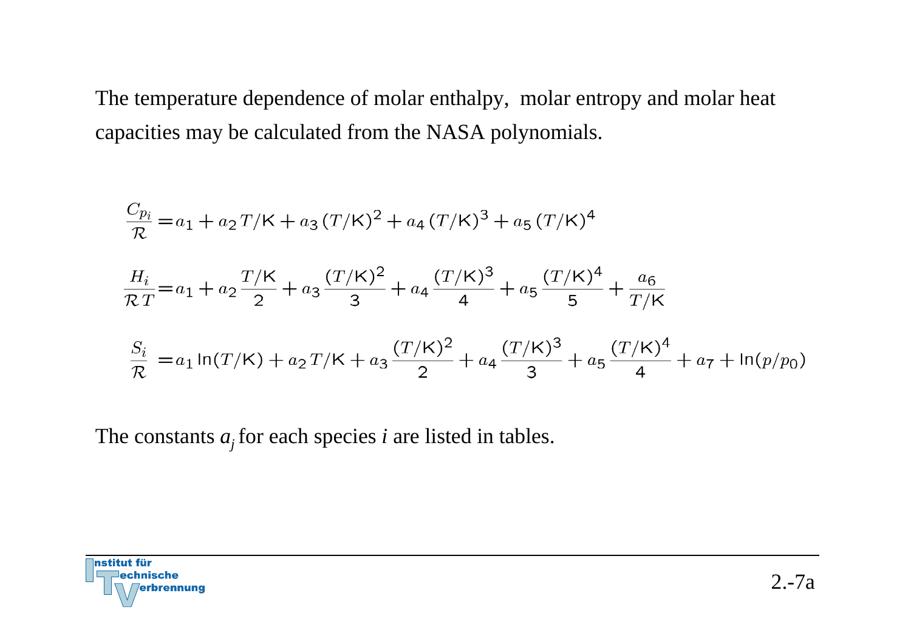The temperature dependence of molar enthalpy, molar entropy and molar heat capacities may be calculated from the NASA polynomials.

$$\frac{C_{p_i}}{\mathcal{R}} = a_1 + a_2\, T/\mathsf{K} + a_3\, (T/\mathsf{K})^2 + a_4\, (T/\mathsf{K})^3 + a_5\, (T/\mathsf{K})^4$$

$$\frac{H_i}{\mathcal{R}\, T} = a_1 + a_2\, \frac{T/\mathsf{K}}{2} + a_3\, \frac{(T/\mathsf{K})^2}{3} + a_4\, \frac{(T/\mathsf{K})^3}{4} + a_5\, \frac{(T/\mathsf{K})^4}{5} + \frac{a_6}{T/\mathsf{K}}$$

$$\frac{S_i}{\mathcal{R}} = a_1 \ln(T/\mathsf{K}) + a_2\, T/\mathsf{K} + a_3\, \frac{(T/\mathsf{K})^2}{2} + a_4\, \frac{(T/\mathsf{K})^3}{3} + a_5\, \frac{(T/\mathsf{K})^4}{4} + a_7 + \ln(p/p_0)$$

The constants $a_j$ for each species $i$ are listed in tables.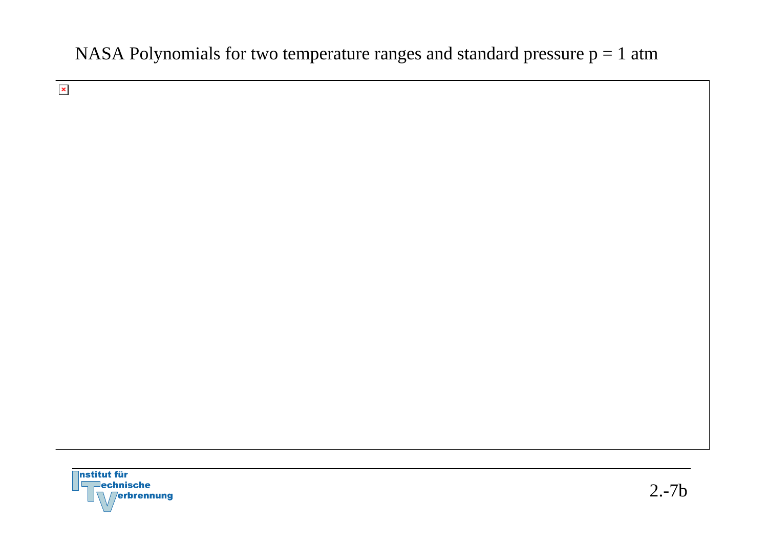NASA Polynomials for two temperature ranges and standard pressure p = 1 atm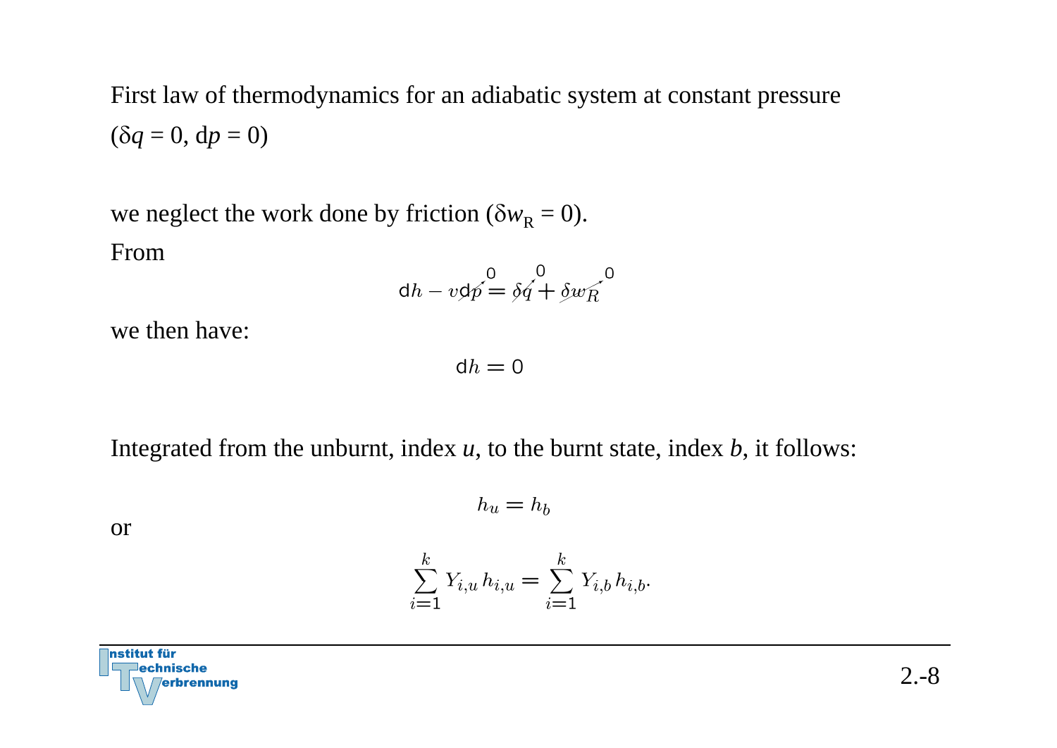First law of thermodynamics for an adiabatic system at constant pressure ($\delta q = 0$, $\mathrm{d}p = 0$)

we neglect the work done by friction ($\delta w_R = 0$).

From

$$\mathrm{d}h - v\,\mathrm{d}p = \delta q + \delta w_R \quad (\mathrm{d}p = 0,\ \delta q = 0,\ \delta w_R = 0)$$

we then have:

$$\mathrm{d}h = 0$$

Integrated from the unburnt, index $u$, to the burnt state, index $b$, it follows:

$$h_u = h_b$$

or

$$\sum_{i=1}^{k} Y_{i,u}\, h_{i,u} = \sum_{i=1}^{k} Y_{i,b}\, h_{i,b}.$$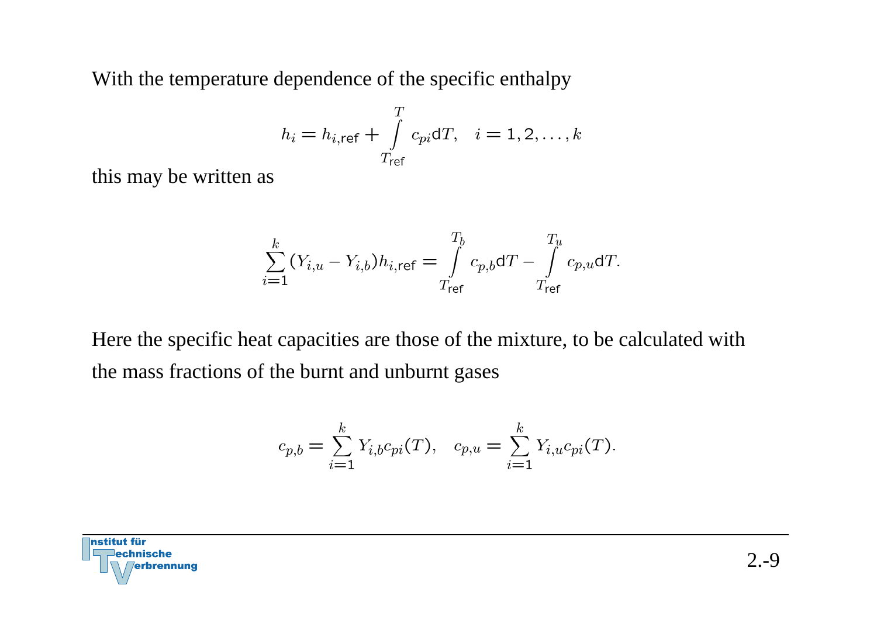With the temperature dependence of the specific enthalpy

$$h_i = h_{i,\mathrm{ref}} + \int\limits_{T_{\mathrm{ref}}}^{T} c_{pi} \mathrm{d}T, \quad i = 1, 2, \ldots, k$$

this may be written as

$$\sum_{i=1}^{k} (Y_{i,u} - Y_{i,b}) h_{i,\mathrm{ref}} = \int\limits_{T_{\mathrm{ref}}}^{T_b} c_{p,b} \mathrm{d}T - \int\limits_{T_{\mathrm{ref}}}^{T_u} c_{p,u} \mathrm{d}T.$$

Here the specific heat capacities are those of the mixture, to be calculated with the mass fractions of the burnt and unburnt gases

$$c_{p,b} = \sum_{i=1}^{k} Y_{i,b} c_{pi}(T), \quad c_{p,u} = \sum_{i=1}^{k} Y_{i,u} c_{pi}(T).$$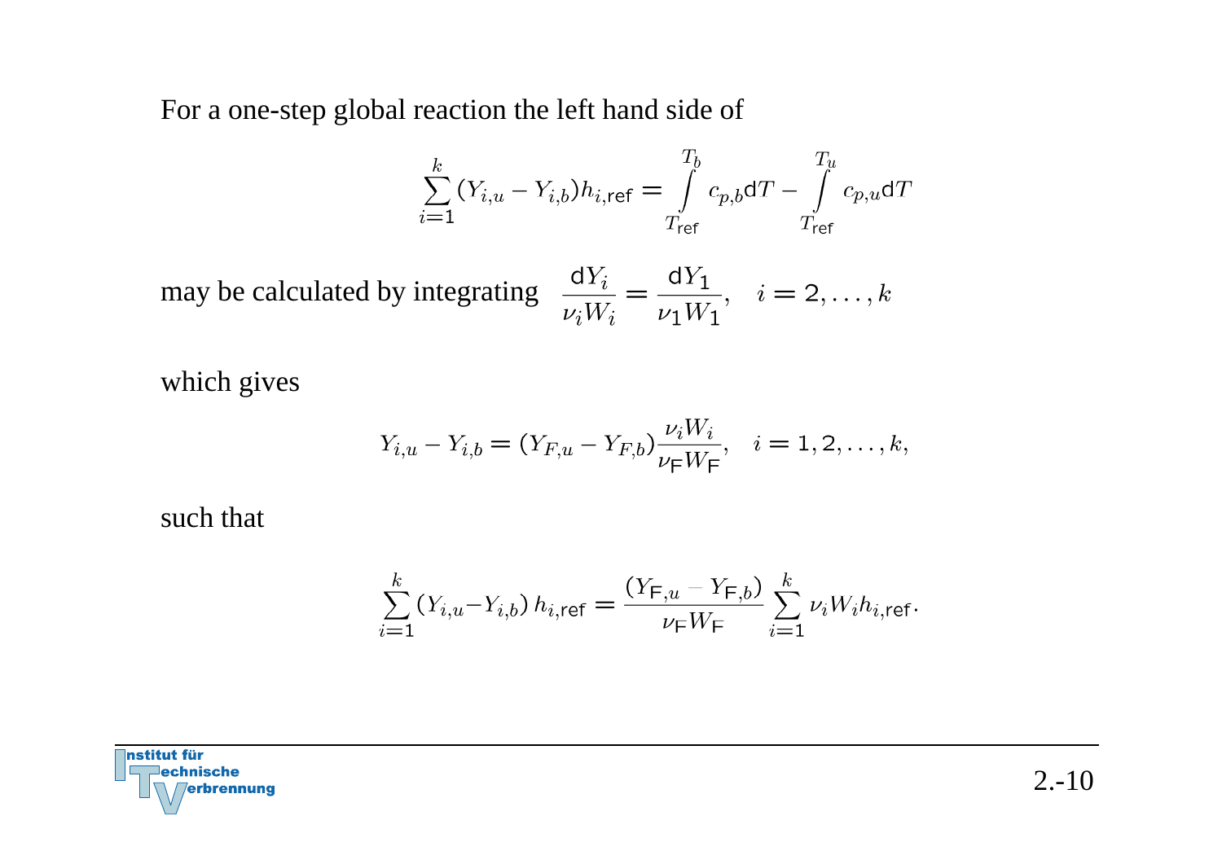For a one-step global reaction the left hand side of

$$\sum_{i=1}^{k} (Y_{i,u} - Y_{i,b}) h_{i,\mathrm{ref}} = \int_{T_{\mathrm{ref}}}^{T_b} c_{p,b} \mathrm{d}T - \int_{T_{\mathrm{ref}}}^{T_u} c_{p,u} \mathrm{d}T$$

may be calculated by integrating $\dfrac{\mathrm{d}Y_i}{\nu_i W_i} = \dfrac{\mathrm{d}Y_1}{\nu_1 W_1}, \quad i = 2, \ldots, k$

which gives

$$Y_{i,u} - Y_{i,b} = (Y_{F,u} - Y_{F,b}) \frac{\nu_i W_i}{\nu_{\mathrm{F}} W_{\mathrm{F}}}, \quad i = 1, 2, \ldots, k,$$

such that

$$\sum_{i=1}^{k} (Y_{i,u} - Y_{i,b})\, h_{i,\mathrm{ref}} = \frac{(Y_{\mathrm{F},u} - Y_{\mathrm{F},b})}{\nu_{\mathrm{F}} W_{\mathrm{F}}} \sum_{i=1}^{k} \nu_i W_i h_{i,\mathrm{ref}}.$$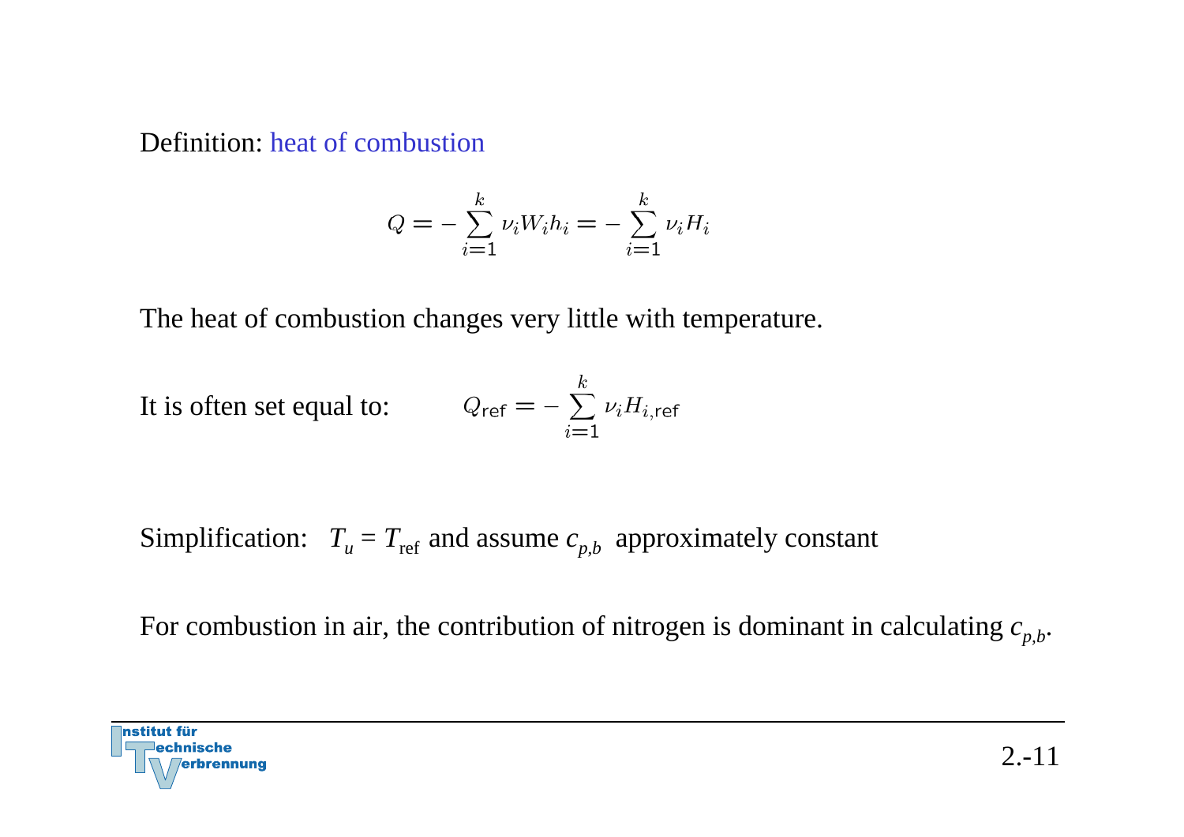Definition: heat of combustion

$$Q = -\sum_{i=1}^{k} \nu_i W_i h_i = -\sum_{i=1}^{k} \nu_i H_i$$

The heat of combustion changes very little with temperature.

It is often set equal to: $$Q_{\mathsf{ref}} = -\sum_{i=1}^{k} \nu_i H_{i,\mathsf{ref}}$$

Simplification: $T_u = T_{\text{ref}}$ and assume $c_{p,b}$ approximately constant

For combustion in air, the contribution of nitrogen is dominant in calculating $c_{p,b}$.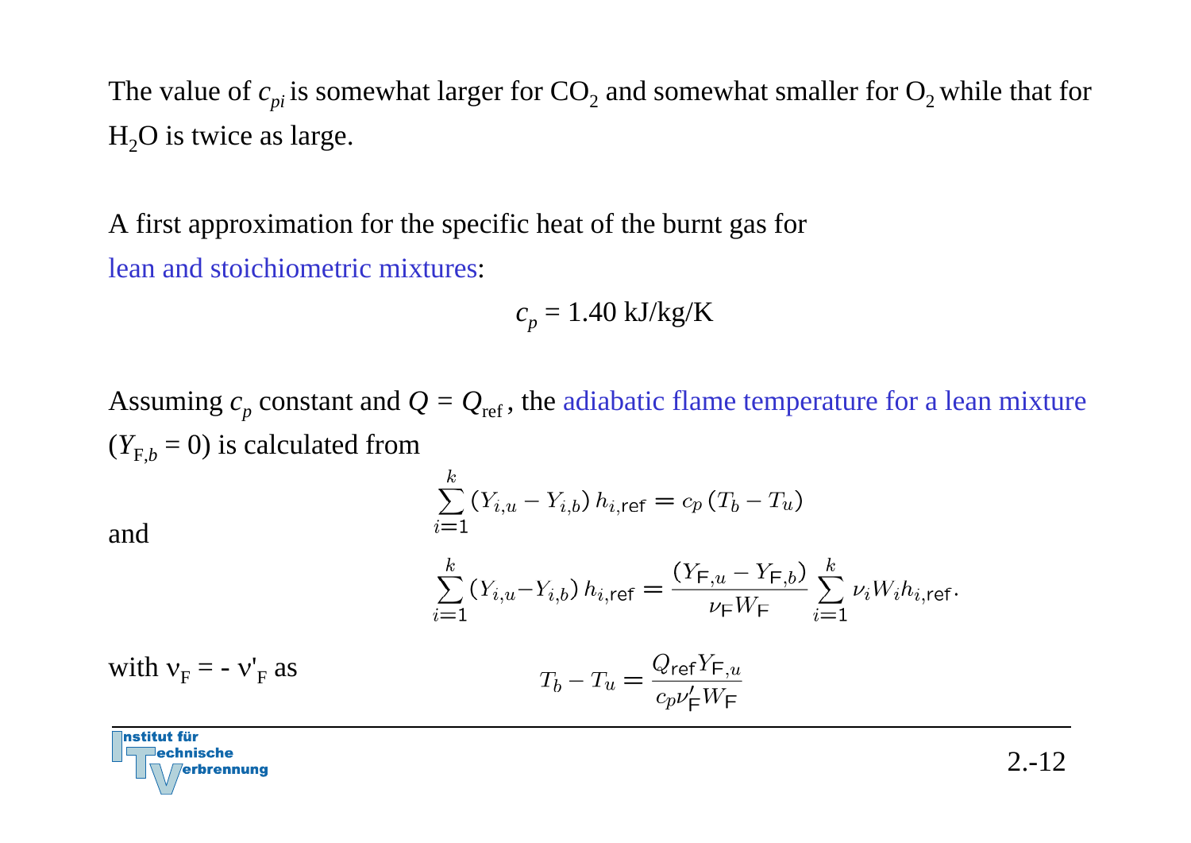The value of $c_{pi}$ is somewhat larger for $CO_2$ and somewhat smaller for $O_2$ while that for $H_2O$ is twice as large.

A first approximation for the specific heat of the burnt gas for lean and stoichiometric mixtures:

$$c_p = 1.40 \text{ kJ/kg/K}$$

Assuming $c_p$ constant and $Q = Q_{\text{ref}}$, the adiabatic flame temperature for a lean mixture ($Y_{\text{F},b} = 0$) is calculated from

$$\sum_{i=1}^{k} (Y_{i,u} - Y_{i,b})\, h_{i,\text{ref}} = c_p\,(T_b - T_u)$$

and

$$\sum_{i=1}^{k} (Y_{i,u} - Y_{i,b})\, h_{i,\text{ref}} = \frac{(Y_{\text{F},u} - Y_{\text{F},b})}{\nu_{\text{F}} W_{\text{F}}} \sum_{i=1}^{k} \nu_i W_i h_{i,\text{ref}}.$$

with $\nu_{\text{F}} = -\nu'_{\text{F}}$ as

$$T_b - T_u = \frac{Q_{\text{ref}} Y_{\text{F},u}}{c_p \nu'_{\text{F}} W_{\text{F}}}$$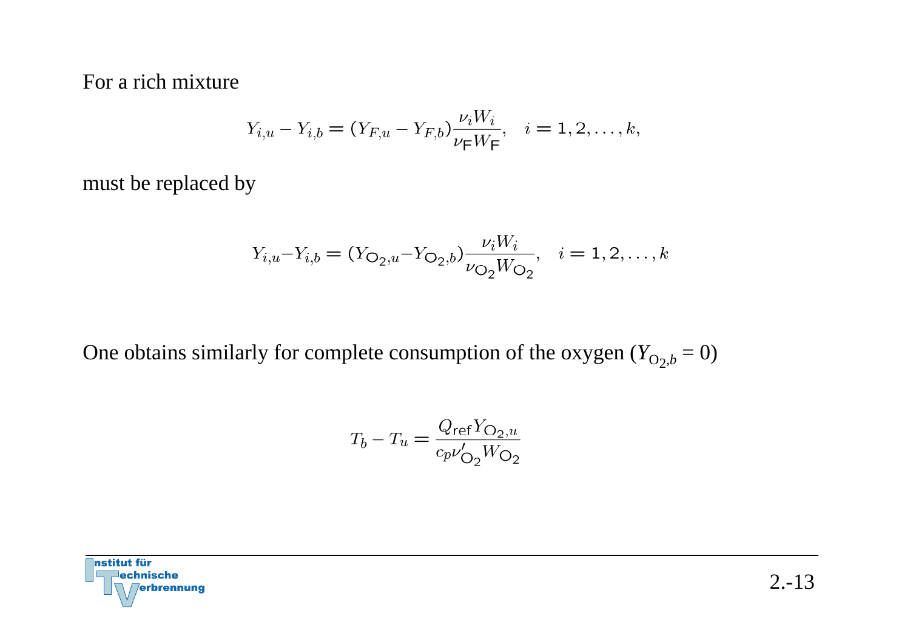For a rich mixture

$$Y_{i,u} - Y_{i,b} = (Y_{F,u} - Y_{F,b})\frac{\nu_i W_i}{\nu_{\mathsf{F}} W_{\mathsf{F}}}, \quad i = 1, 2, \ldots, k,$$

must be replaced by

$$Y_{i,u} - Y_{i,b} = (Y_{\mathsf{O}_2,u} - Y_{\mathsf{O}_2,b})\frac{\nu_i W_i}{\nu_{\mathsf{O}_2} W_{\mathsf{O}_2}}, \quad i = 1, 2, \ldots, k$$

One obtains similarly for complete consumption of the oxygen ($Y_{\mathrm{O}_2,b} = 0$)

$$T_b - T_u = \frac{Q_{\mathsf{ref}} Y_{\mathsf{O}_2,u}}{c_p \nu'_{\mathsf{O}_2} W_{\mathsf{O}_2}}$$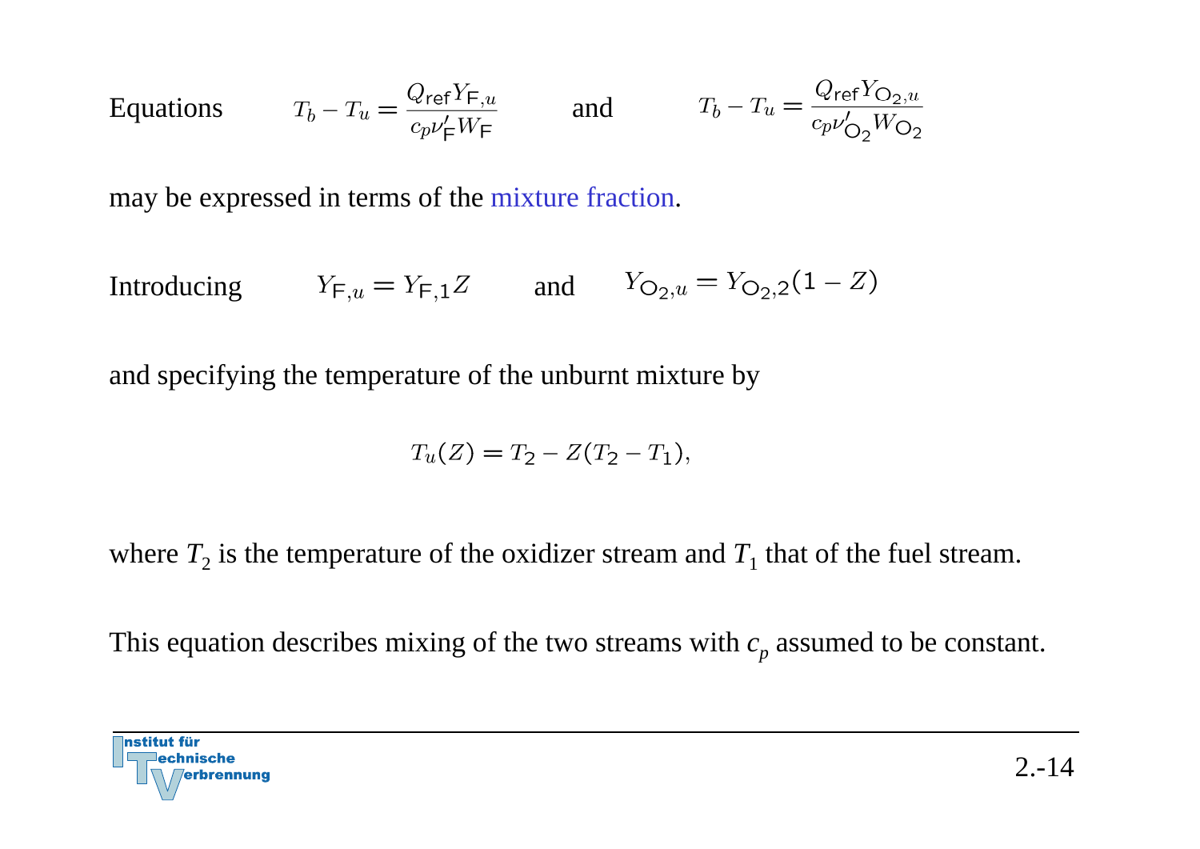Equations $T_b - T_u = \dfrac{Q_{\mathrm{ref}} Y_{\mathrm{F},u}}{c_p \nu'_{\mathrm{F}} W_{\mathrm{F}}}$ and $T_b - T_u = \dfrac{Q_{\mathrm{ref}} Y_{\mathrm{O_2},u}}{c_p \nu'_{\mathrm{O_2}} W_{\mathrm{O_2}}}$

may be expressed in terms of the mixture fraction.

Introducing $Y_{\mathrm{F},u} = Y_{\mathrm{F},1} Z$ and $Y_{\mathrm{O_2},u} = Y_{\mathrm{O_2},2}(1 - Z)$

and specifying the temperature of the unburnt mixture by

$$T_u(Z) = T_2 - Z(T_2 - T_1),$$

where $T_2$ is the temperature of the oxidizer stream and $T_1$ that of the fuel stream.

This equation describes mixing of the two streams with $c_p$ assumed to be constant.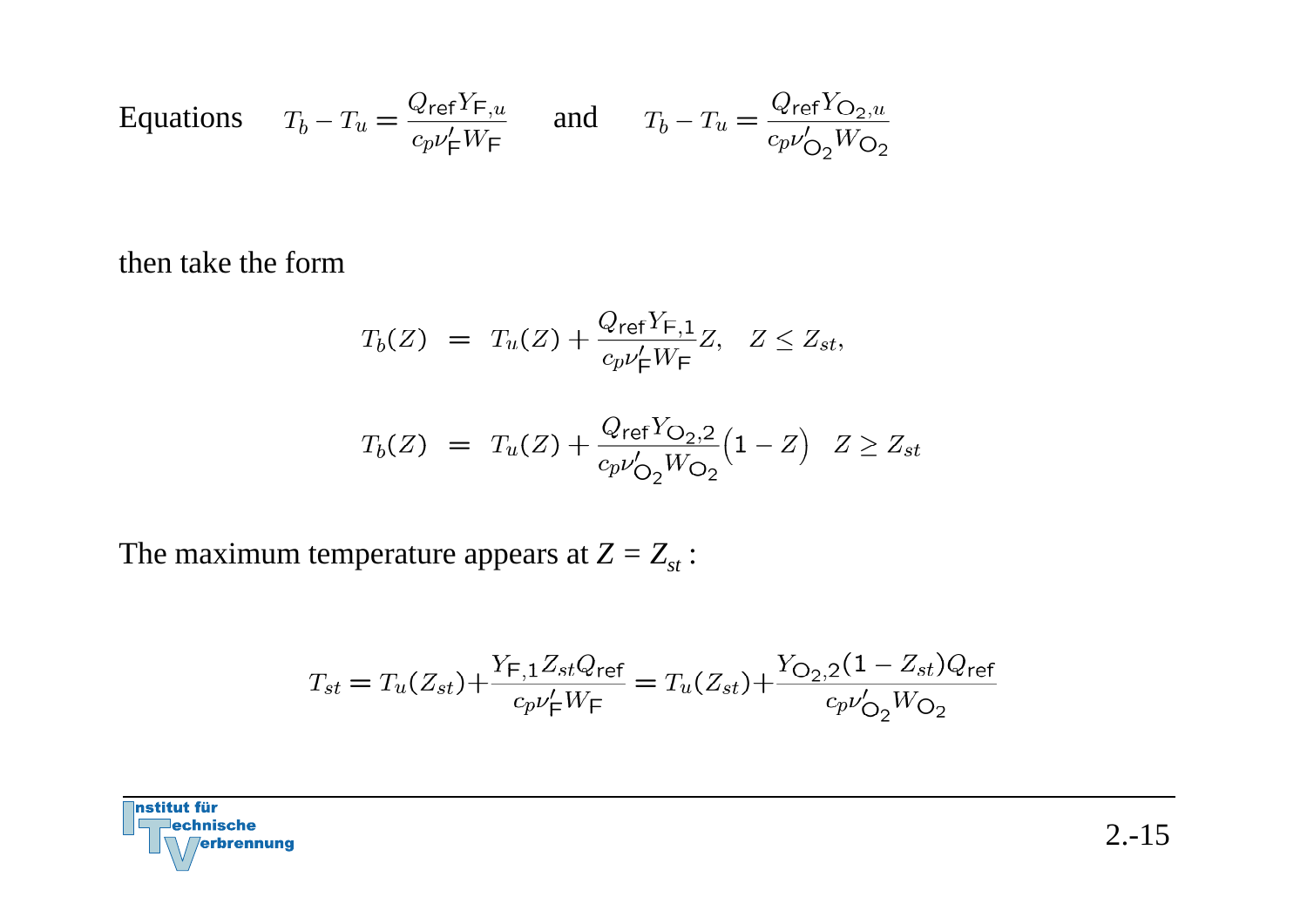Equations $T_b - T_u = \frac{Q_{\mathsf{ref}} Y_{\mathsf{F},u}}{c_p \nu'_{\mathsf{F}} W_{\mathsf{F}}}$ and $T_b - T_u = \frac{Q_{\mathsf{ref}} Y_{\mathsf{O}_2,u}}{c_p \nu'_{\mathsf{O}_2} W_{\mathsf{O}_2}}$

then take the form

$$
\begin{aligned}
T_b(Z) &= T_u(Z) + \frac{Q_{\mathsf{ref}} Y_{\mathsf{F},1}}{c_p \nu'_{\mathsf{F}} W_{\mathsf{F}}} Z, \quad Z \leq Z_{st}, \\
T_b(Z) &= T_u(Z) + \frac{Q_{\mathsf{ref}} Y_{\mathsf{O}_2,2}}{c_p \nu'_{\mathsf{O}_2} W_{\mathsf{O}_2}} \Big(1 - Z\Big) \quad Z \geq Z_{st}
\end{aligned}
$$

The maximum temperature appears at $Z = Z_{st}$ :

$$
T_{st} = T_u(Z_{st}) + \frac{Y_{\mathsf{F},1} Z_{st} Q_{\mathsf{ref}}}{c_p \nu'_{\mathsf{F}} W_{\mathsf{F}}} = T_u(Z_{st}) + \frac{Y_{\mathsf{O}_2,2}(1 - Z_{st}) Q_{\mathsf{ref}}}{c_p \nu'_{\mathsf{O}_2} W_{\mathsf{O}_2}}
$$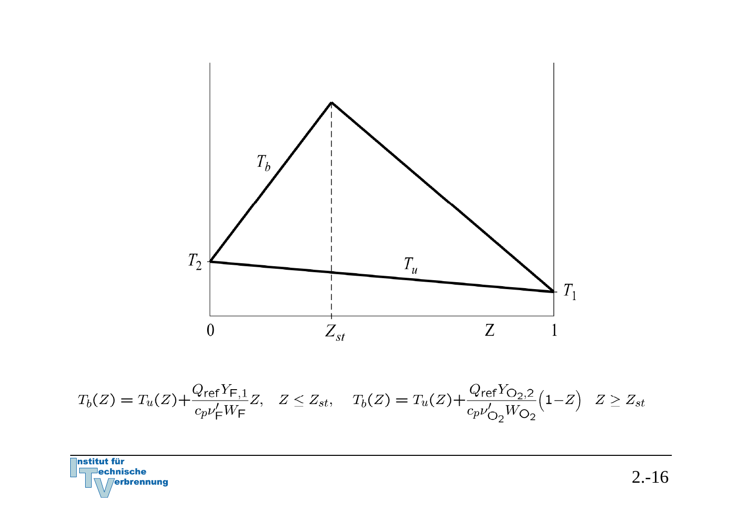$$T_b(Z) = T_u(Z) + \frac{Q_{\mathsf{ref}} Y_{\mathsf{F},1}}{c_p \nu'_{\mathsf{F}} W_{\mathsf{F}}} Z, \quad Z \leq Z_{st}, \quad T_b(Z) = T_u(Z) + \frac{Q_{\mathsf{ref}} Y_{\mathsf{O_2},2}}{c_p \nu'_{\mathsf{O_2}} W_{\mathsf{O_2}}} \Big(1 - Z\Big) \quad Z \geq Z_{st}$$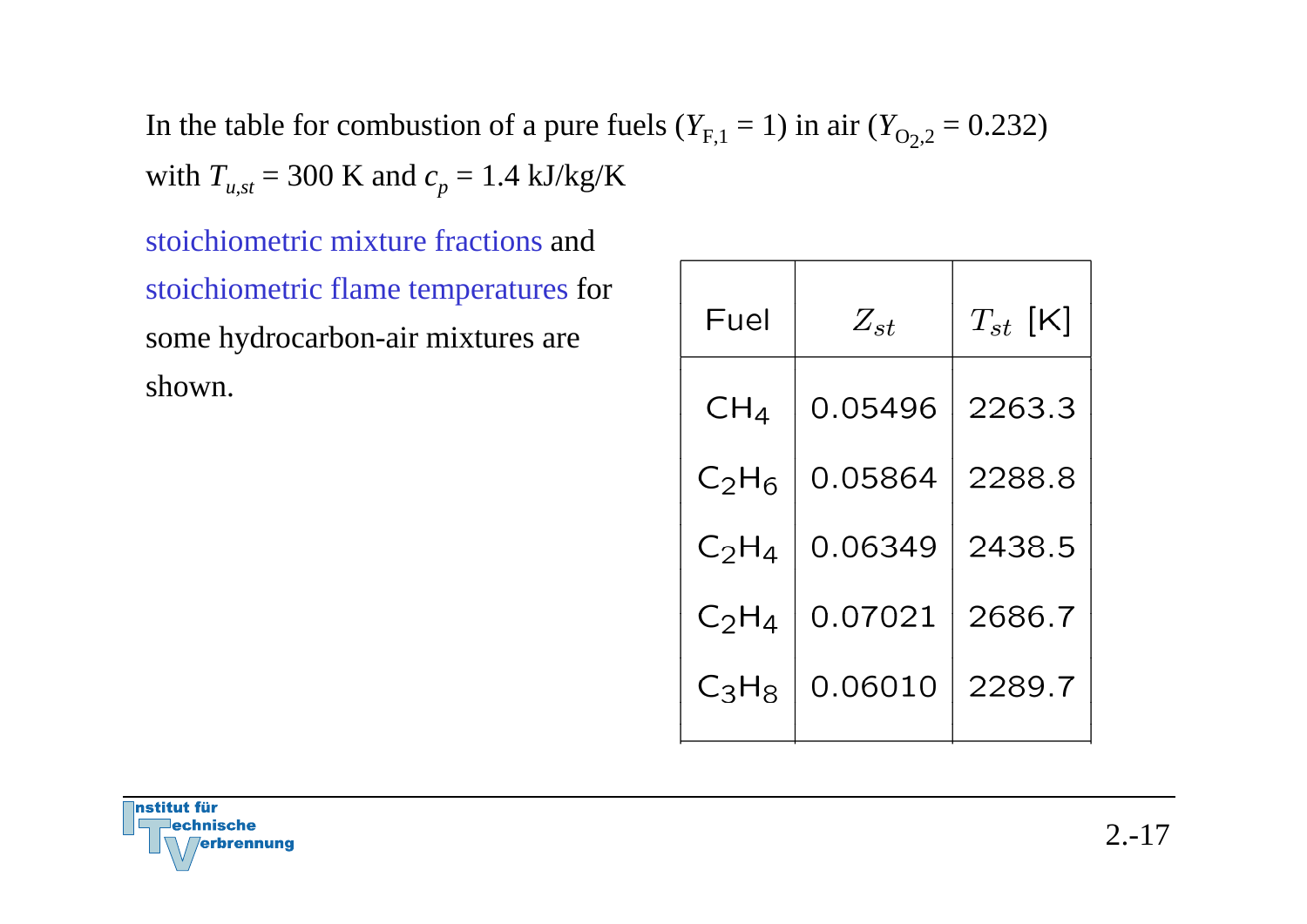In the table for combustion of a pure fuels ($Y_{F,1} = 1$) in air ($Y_{O_2,2} = 0.232$) with $T_{u,st} = 300$ K and $c_p = 1.4$ kJ/kg/K

stoichiometric mixture fractions and stoichiometric flame temperatures for some hydrocarbon-air mixtures are shown.

| Fuel | $Z_{st}$ | $T_{st}$ [K] |
|---|---|---|
| $CH_4$ | 0.05496 | 2263.3 |
| $C_2H_6$ | 0.05864 | 2288.8 |
| $C_2H_4$ | 0.06349 | 2438.5 |
| $C_2H_4$ | 0.07021 | 2686.7 |
| $C_3H_8$ | 0.06010 | 2289.7 |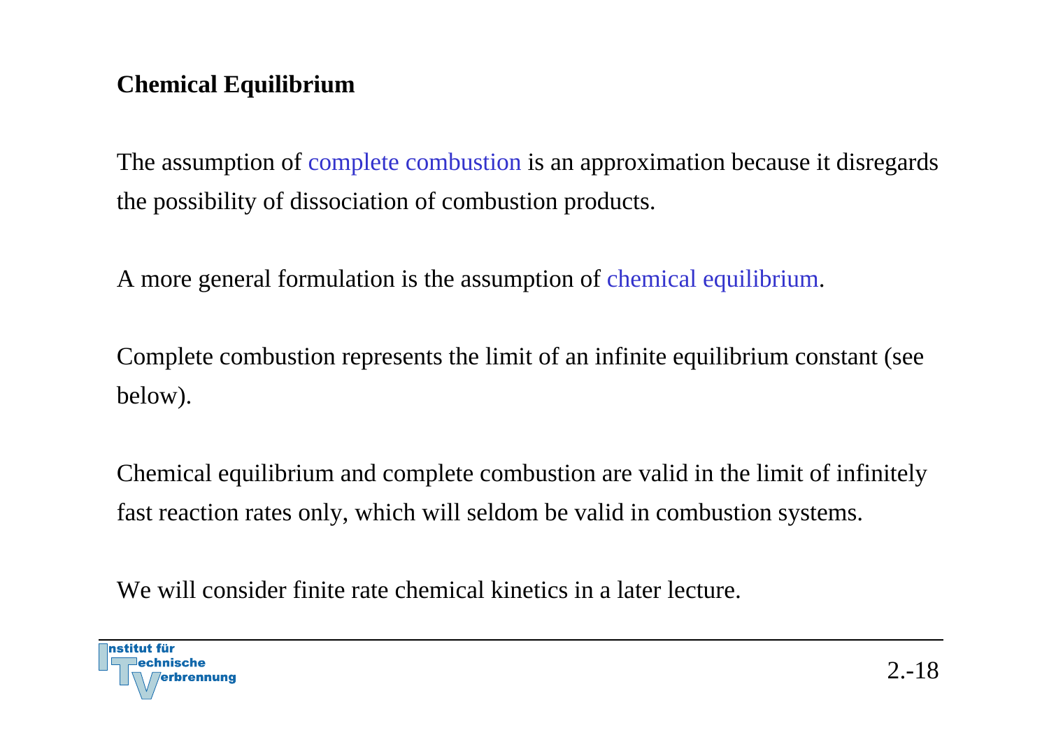## Chemical Equilibrium

The assumption of complete combustion is an approximation because it disregards the possibility of dissociation of combustion products.

A more general formulation is the assumption of chemical equilibrium.

Complete combustion represents the limit of an infinite equilibrium constant (see below).

Chemical equilibrium and complete combustion are valid in the limit of infinitely fast reaction rates only, which will seldom be valid in combustion systems.

We will consider finite rate chemical kinetics in a later lecture.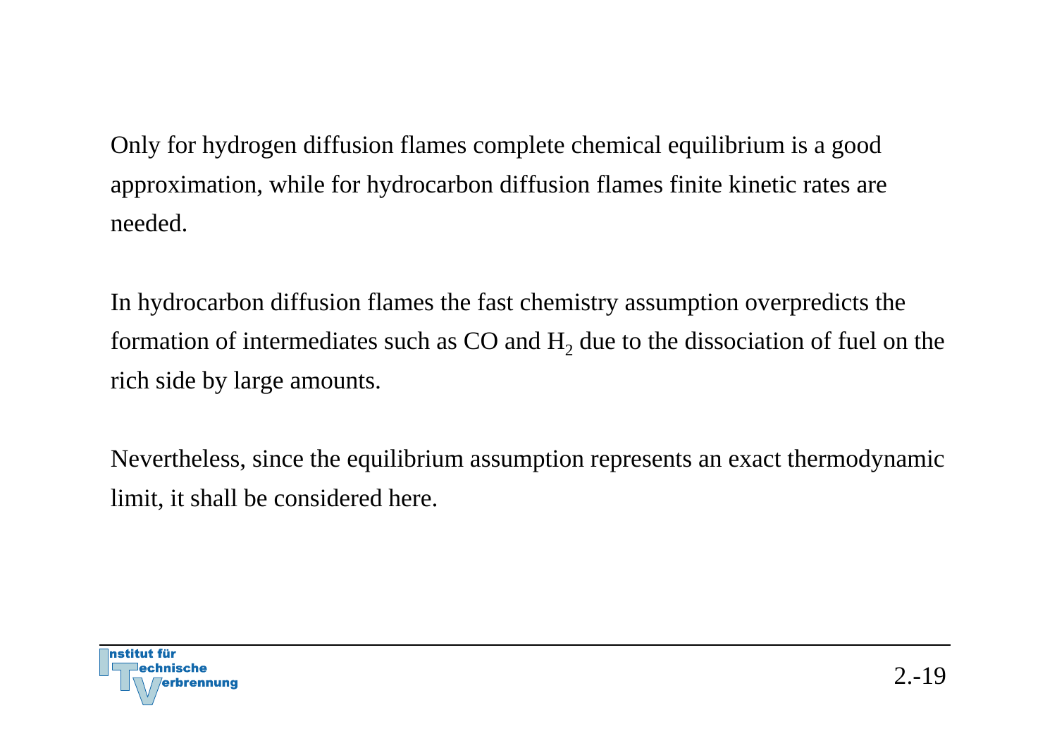Only for hydrogen diffusion flames complete chemical equilibrium is a good approximation, while for hydrocarbon diffusion flames finite kinetic rates are needed.

In hydrocarbon diffusion flames the fast chemistry assumption overpredicts the formation of intermediates such as CO and $H_2$ due to the dissociation of fuel on the rich side by large amounts.

Nevertheless, since the equilibrium assumption represents an exact thermodynamic limit, it shall be considered here.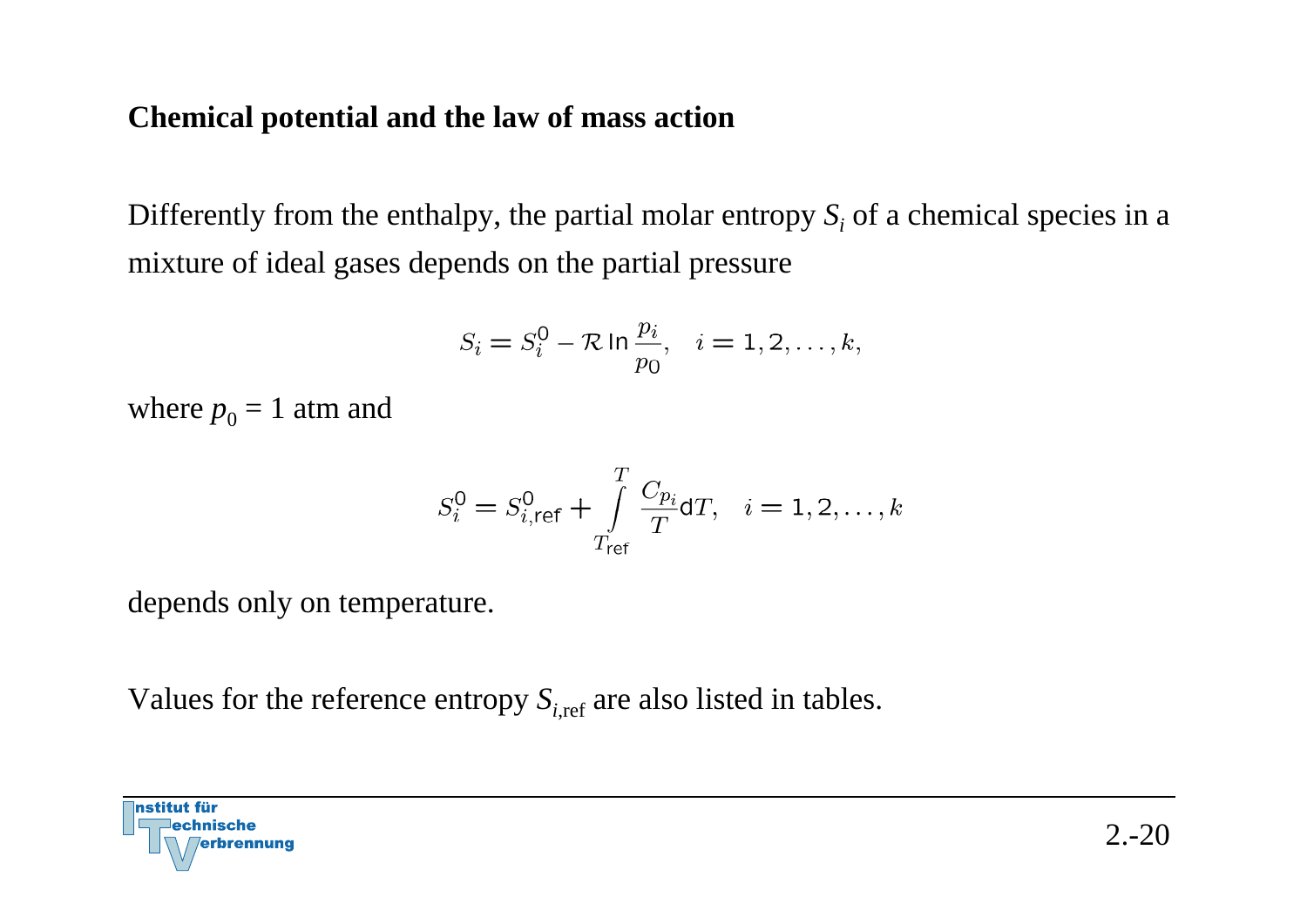**Chemical potential and the law of mass action**

Differently from the enthalpy, the partial molar entropy $S_i$ of a chemical species in a mixture of ideal gases depends on the partial pressure

$$S_i = S_i^0 - \mathcal{R} \ln \frac{p_i}{p_0}, \quad i = 1, 2, \ldots, k,$$

where $p_0$ = 1 atm and

$$S_i^0 = S_{i,\mathrm{ref}}^0 + \int_{T_{\mathrm{ref}}}^{T} \frac{C_{p_i}}{T} \mathrm{d}T, \quad i = 1, 2, \ldots, k$$

depends only on temperature.

Values for the reference entropy $S_{i,\mathrm{ref}}$ are also listed in tables.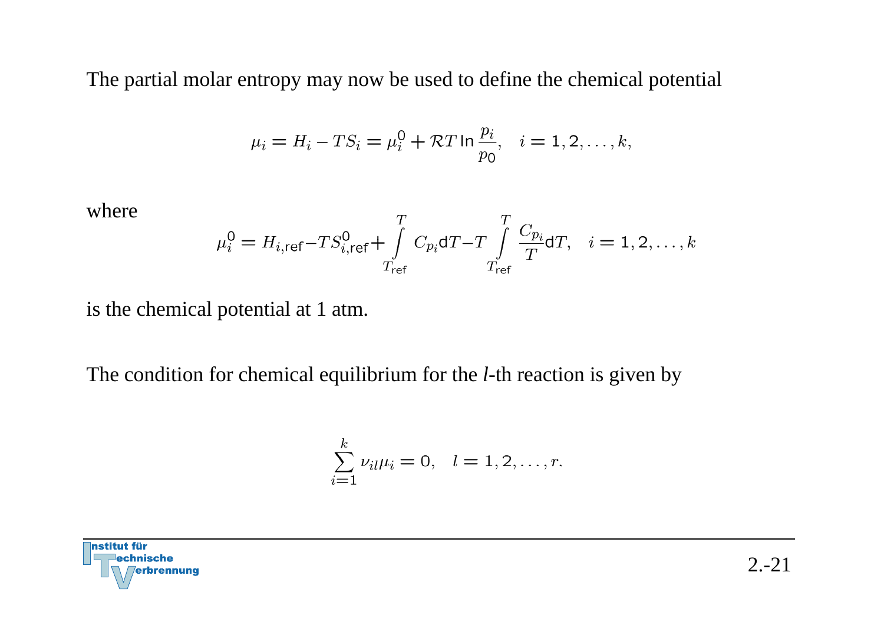The partial molar entropy may now be used to define the chemical potential

$$\mu_i = H_i - TS_i = \mu_i^0 + \mathcal{R}T \ln \frac{p_i}{p_0}, \quad i = 1, 2, \ldots, k,$$

where

$$\mu_i^0 = H_{i,\mathsf{ref}} - TS_{i,\mathsf{ref}}^0 + \int_{T_{\mathsf{ref}}}^{T} C_{p_i} \mathsf{d}T - T \int_{T_{\mathsf{ref}}}^{T} \frac{C_{p_i}}{T} \mathsf{d}T, \quad i = 1, 2, \ldots, k$$

is the chemical potential at 1 atm.

The condition for chemical equilibrium for the *l*-th reaction is given by

$$\sum_{i=1}^{k} \nu_{il} \mu_i = 0, \quad l = 1, 2, \ldots, r.$$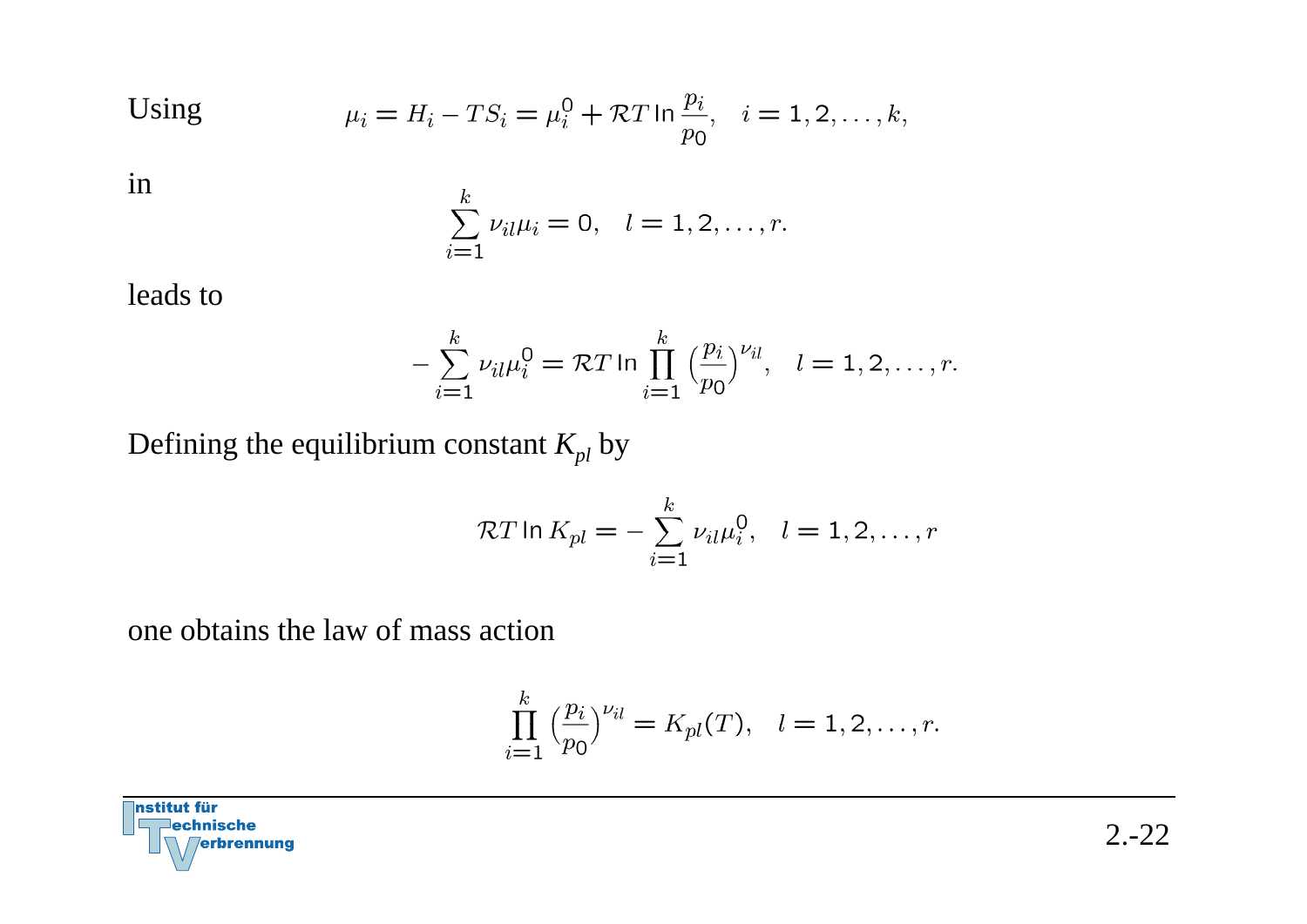Using

$$\mu_i = H_i - TS_i = \mu_i^0 + \mathcal{R}T \ln \frac{p_i}{p_0}, \quad i = 1, 2, \ldots, k,$$

in

$$\sum_{i=1}^{k} \nu_{il} \mu_i = 0, \quad l = 1, 2, \ldots, r.$$

leads to

$$-\sum_{i=1}^{k} \nu_{il} \mu_i^0 = \mathcal{R}T \ln \prod_{i=1}^{k} \left(\frac{p_i}{p_0}\right)^{\nu_{il}}, \quad l = 1, 2, \ldots, r.$$

Defining the equilibrium constant $K_{pl}$ by

$$\mathcal{R}T \ln K_{pl} = -\sum_{i=1}^{k} \nu_{il} \mu_i^0, \quad l = 1, 2, \ldots, r$$

one obtains the law of mass action

$$\prod_{i=1}^{k} \left(\frac{p_i}{p_0}\right)^{\nu_{il}} = K_{pl}(T), \quad l = 1, 2, \ldots, r.$$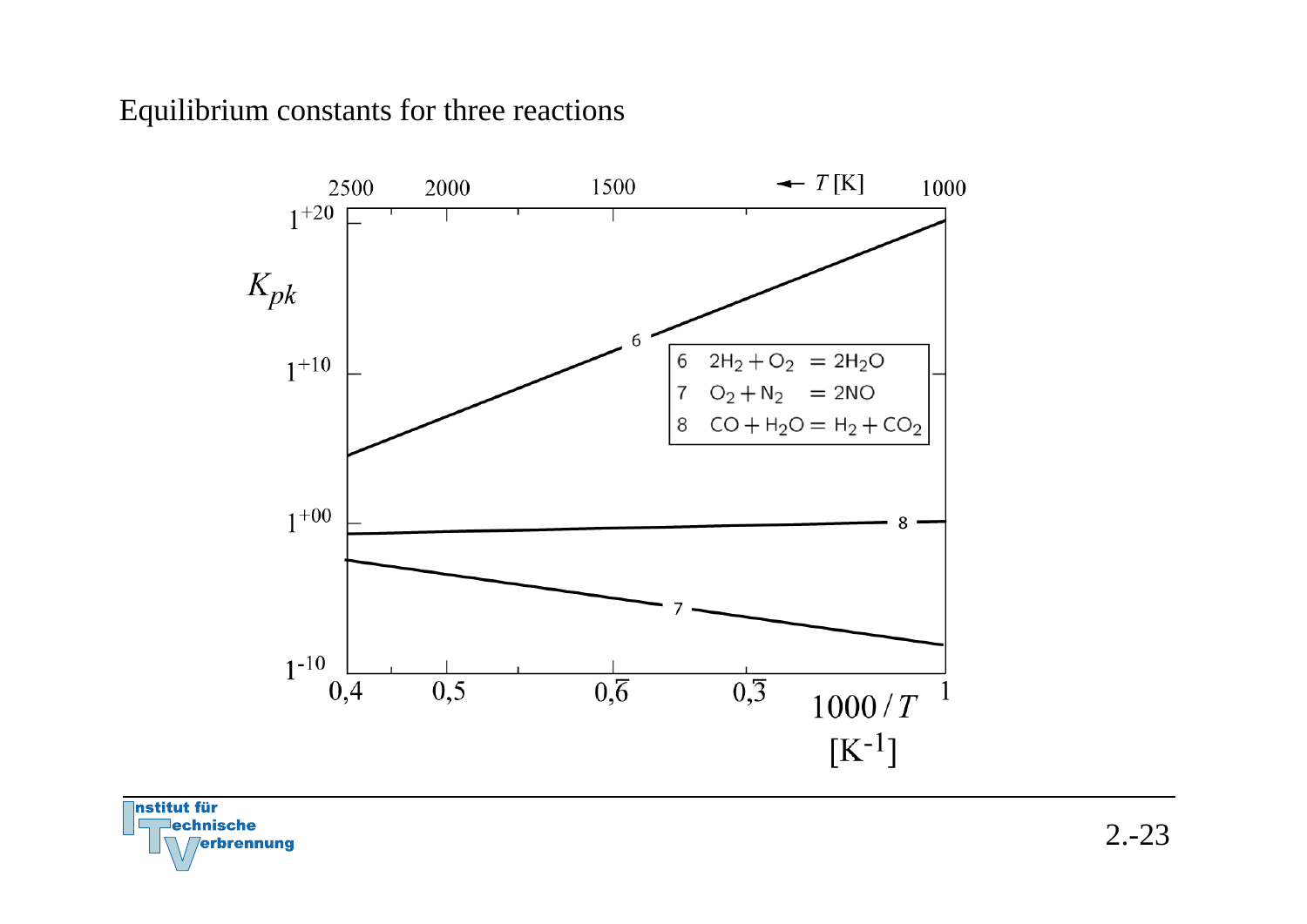Equilibrium constants for three reactions

| | Reaction |
|---|---|
| 6 | $2H_2 + O_2 = 2H_2O$ |
| 7 | $O_2 + N_2 = 2NO$ |
| 8 | $CO + H_2O = H_2 + CO_2$ |

$K_{pk}$ (axis from $1^{-10}$ to $1^{+20}$: $1^{-10}$, $1^{+00}$, $1^{+10}$, $1^{+20}$)

$1000/T$ $[K^{-1}]$: 0,4 0,5 $0,\overline{6}$ $0,\overline{3}$ 1

$\leftarrow T$ [K]: 2500 2000 1500 1000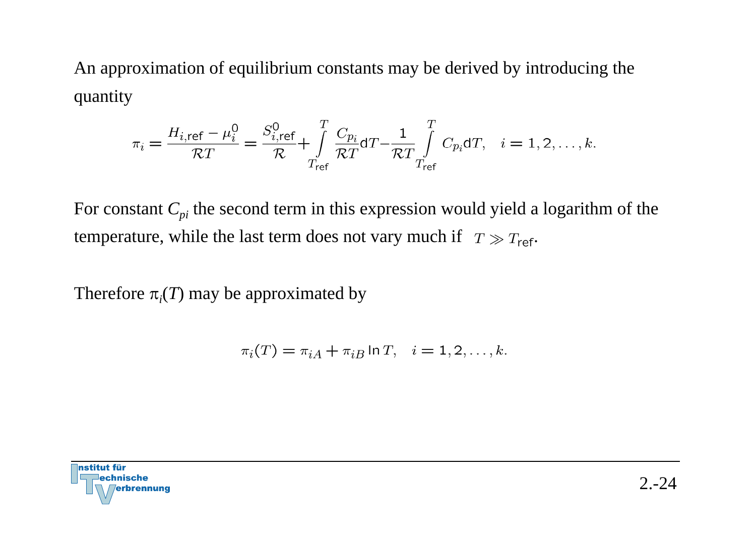An approximation of equilibrium constants may be derived by introducing the quantity

$$\pi_i = \frac{H_{i,\mathrm{ref}} - \mu_i^0}{\mathcal{R}T} = \frac{S_{i,\mathrm{ref}}^0}{\mathcal{R}} + \int\limits_{T_\mathrm{ref}}^{T} \frac{C_{p_i}}{\mathcal{R}T} \mathrm{d}T - \frac{1}{\mathcal{R}T} \int\limits_{T_\mathrm{ref}}^{T} C_{p_i} \mathrm{d}T, \quad i = 1, 2, \ldots, k.$$

For constant $C_{pi}$ the second term in this expression would yield a logarithm of the temperature, while the last term does not vary much if $T \gg T_\mathrm{ref}$.

Therefore $\pi_i(T)$ may be approximated by

$$\pi_i(T) = \pi_{iA} + \pi_{iB} \ln T, \quad i = 1, 2, \ldots, k.$$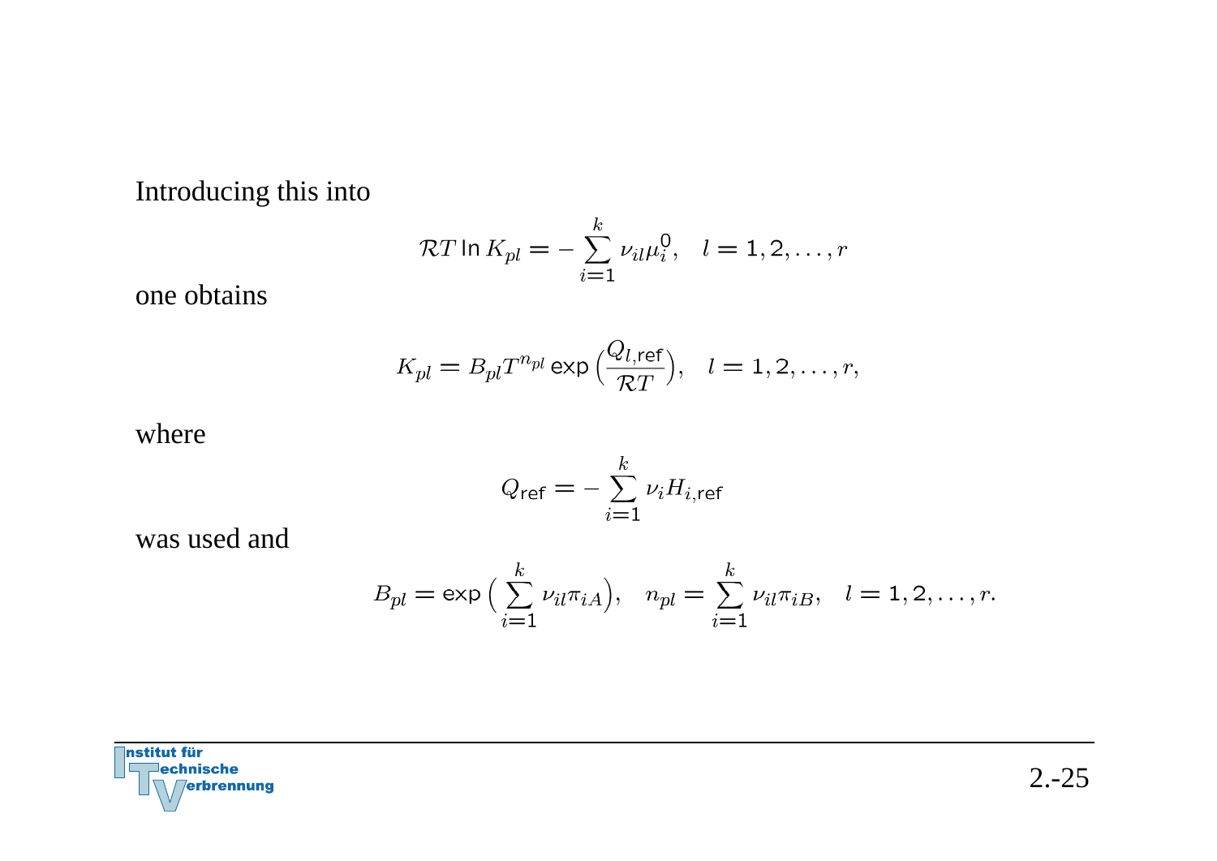Introducing this into

$$\mathcal{R}T \ln K_{pl} = -\sum_{i=1}^{k} \nu_{il}\mu_i^0, \quad l = 1, 2, \ldots, r$$

one obtains

$$K_{pl} = B_{pl} T^{n_{pl}} \exp\Big(\frac{Q_{l,\mathrm{ref}}}{\mathcal{R}T}\Big), \quad l = 1, 2, \ldots, r,$$

where

$$Q_{\mathrm{ref}} = -\sum_{i=1}^{k} \nu_i H_{i,\mathrm{ref}}$$

was used and

$$B_{pl} = \exp\Big(\sum_{i=1}^{k} \nu_{il}\pi_{iA}\Big), \quad n_{pl} = \sum_{i=1}^{k} \nu_{il}\pi_{iB}, \quad l = 1, 2, \ldots, r.$$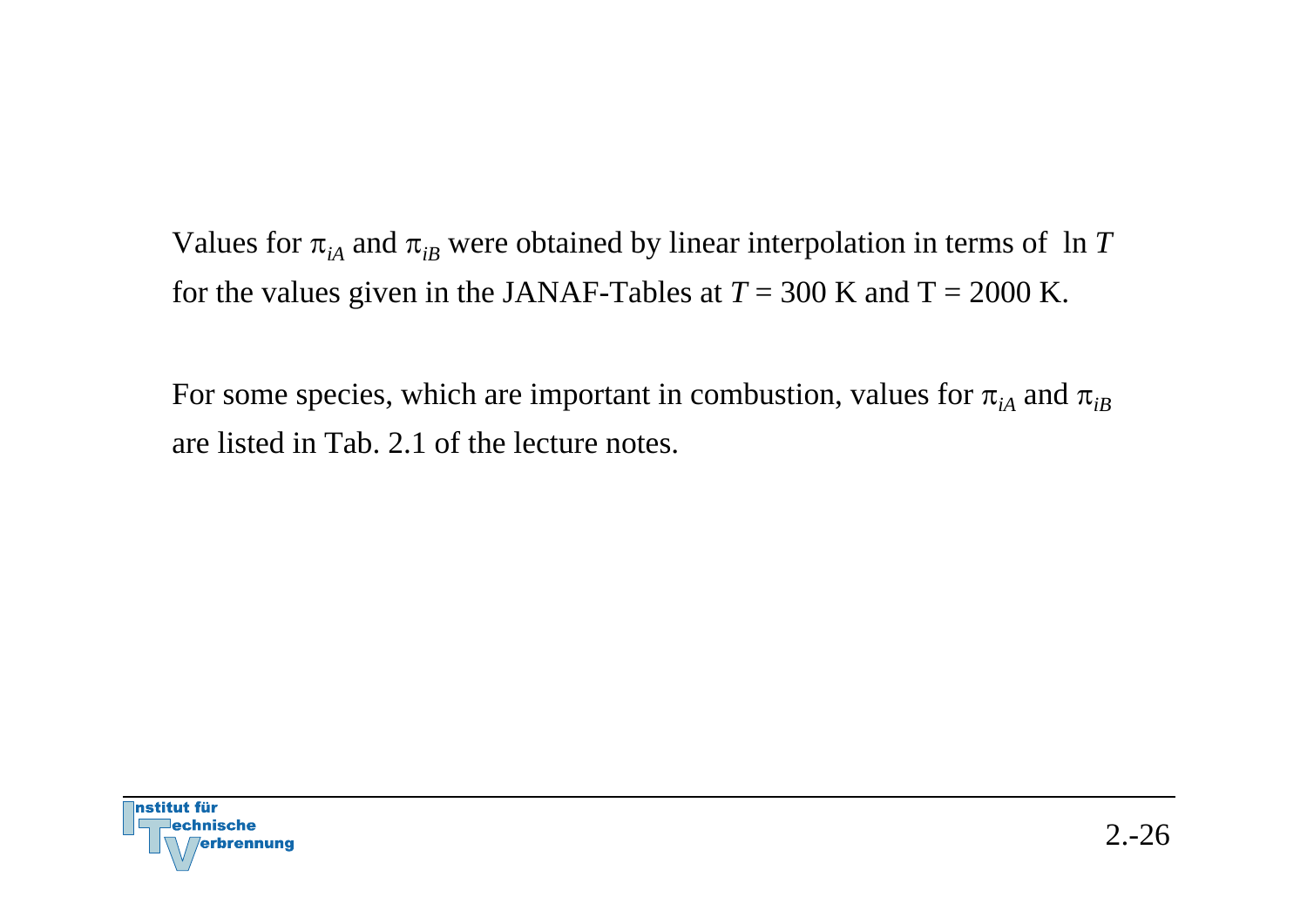Values for $\pi_{iA}$ and $\pi_{iB}$ were obtained by linear interpolation in terms of $\ln T$ for the values given in the JANAF-Tables at $T = 300$ K and $T = 2000$ K.

For some species, which are important in combustion, values for $\pi_{iA}$ and $\pi_{iB}$ are listed in Tab. 2.1 of the lecture notes.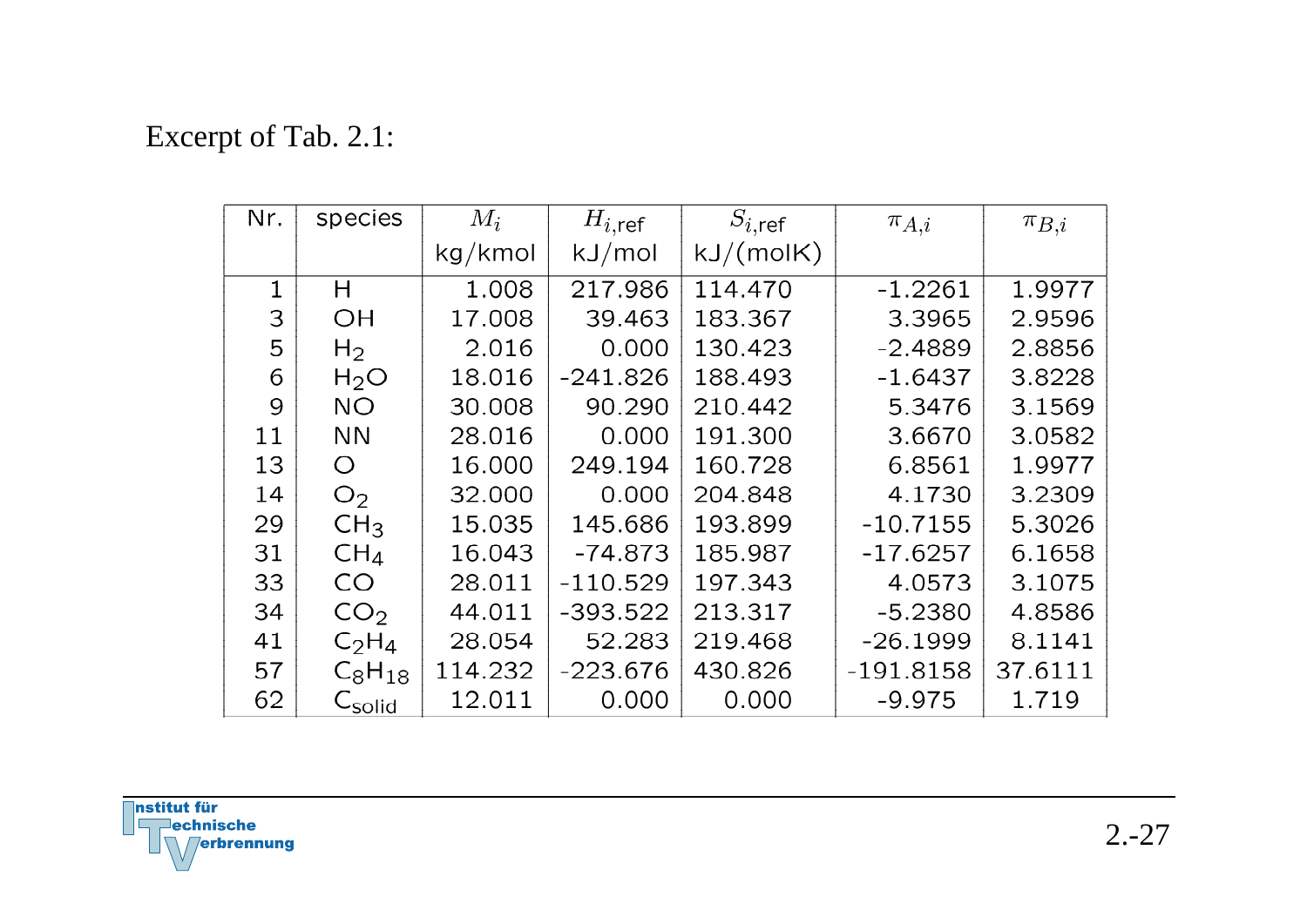Excerpt of Tab. 2.1:

| Nr. | species | $M_i$ kg/kmol | $H_{i,\text{ref}}$ kJ/mol | $S_{i,\text{ref}}$ kJ/(molK) | $\pi_{A,i}$ | $\pi_{B,i}$ |
|---|---|---|---|---|---|---|
| 1 | H | 1.008 | 217.986 | 114.470 | -1.2261 | 1.9977 |
| 3 | OH | 17.008 | 39.463 | 183.367 | 3.3965 | 2.9596 |
| 5 | $H_2$ | 2.016 | 0.000 | 130.423 | -2.4889 | 2.8856 |
| 6 | $H_2O$ | 18.016 | -241.826 | 188.493 | -1.6437 | 3.8228 |
| 9 | NO | 30.008 | 90.290 | 210.442 | 5.3476 | 3.1569 |
| 11 | NN | 28.016 | 0.000 | 191.300 | 3.6670 | 3.0582 |
| 13 | O | 16.000 | 249.194 | 160.728 | 6.8561 | 1.9977 |
| 14 | $O_2$ | 32.000 | 0.000 | 204.848 | 4.1730 | 3.2309 |
| 29 | $CH_3$ | 15.035 | 145.686 | 193.899 | -10.7155 | 5.3026 |
| 31 | $CH_4$ | 16.043 | -74.873 | 185.987 | -17.6257 | 6.1658 |
| 33 | CO | 28.011 | -110.529 | 197.343 | 4.0573 | 3.1075 |
| 34 | $CO_2$ | 44.011 | -393.522 | 213.317 | -5.2380 | 4.8586 |
| 41 | $C_2H_4$ | 28.054 | 52.283 | 219.468 | -26.1999 | 8.1141 |
| 57 | $C_8H_{18}$ | 114.232 | -223.676 | 430.826 | -191.8158 | 37.6111 |
| 62 | $C_{\text{solid}}$ | 12.011 | 0.000 | 0.000 | -9.975 | 1.719 |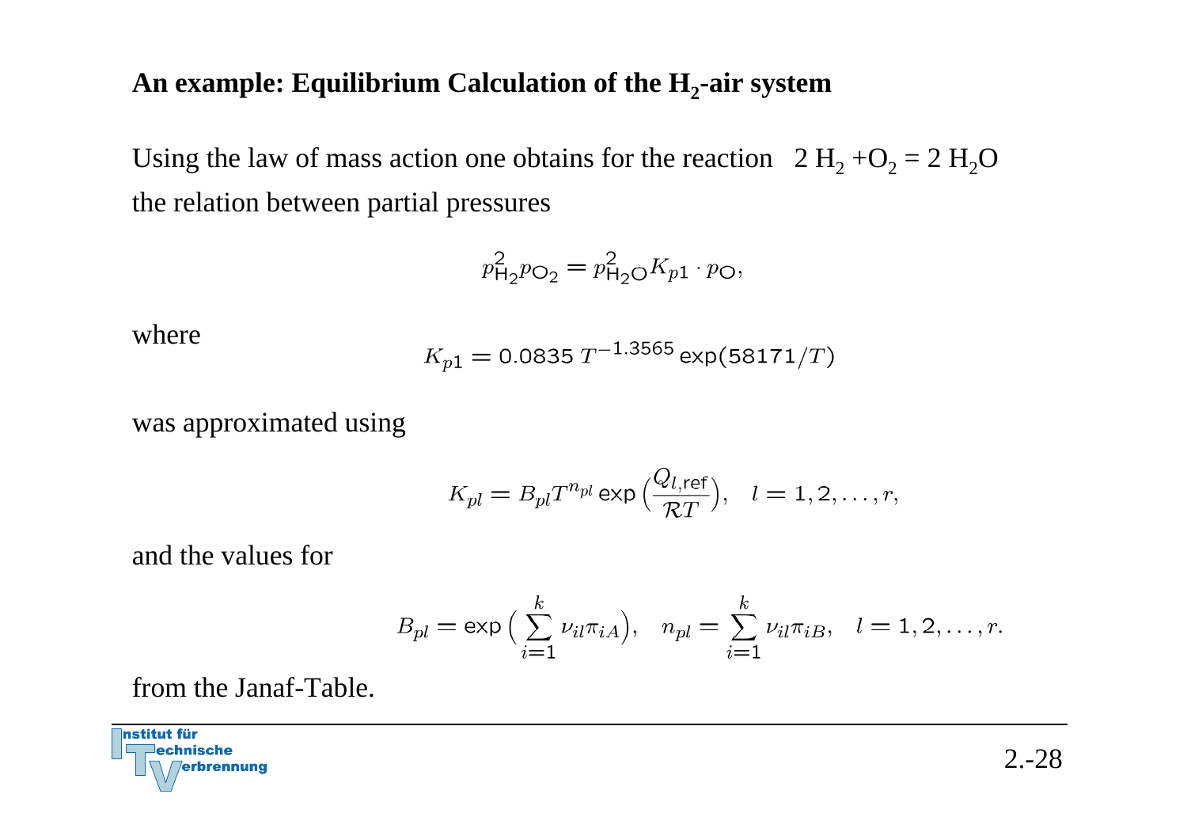## An example: Equilibrium Calculation of the $H_2$-air system

Using the law of mass action one obtains for the reaction $2\,H_2 + O_2 = 2\,H_2O$ the relation between partial pressures

$$p_{\mathrm{H_2}}^2 p_{\mathrm{O_2}} = p_{\mathrm{H_2O}}^2 K_{p1} \cdot p_{\mathrm{O}},$$

where

$$K_{p1} = 0.0835\, T^{-1.3565} \exp(58171/T)$$

was approximated using

$$K_{pl} = B_{pl} T^{n_{pl}} \exp\Big(\frac{Q_{l,\mathrm{ref}}}{\mathcal{R}T}\Big), \quad l = 1, 2, \ldots, r,$$

and the values for

$$B_{pl} = \exp\Big(\sum_{i=1}^{k} \nu_{il}\pi_{iA}\Big), \quad n_{pl} = \sum_{i=1}^{k} \nu_{il}\pi_{iB}, \quad l = 1, 2, \ldots, r.$$

from the Janaf-Table.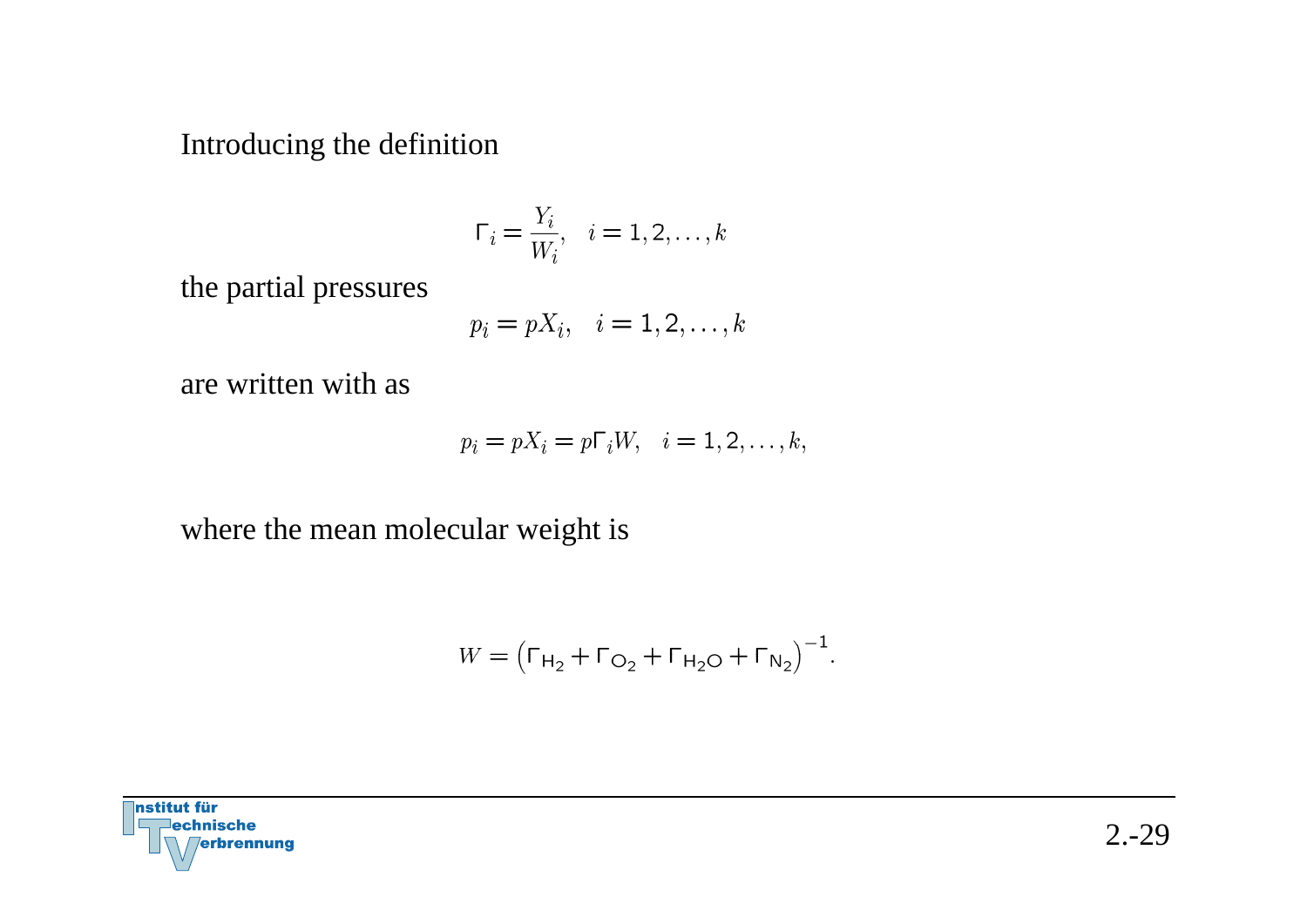Introducing the definition

$$\Gamma_i = \frac{Y_i}{W_i}, \quad i = 1, 2, \ldots, k$$

the partial pressures

$$p_i = pX_i, \quad i = 1, 2, \ldots, k$$

are written with as

$$p_i = pX_i = p\Gamma_i W, \quad i = 1, 2, \ldots, k,$$

where the mean molecular weight is

$$W = \left(\Gamma_{H_2} + \Gamma_{O_2} + \Gamma_{H_2O} + \Gamma_{N_2}\right)^{-1}.$$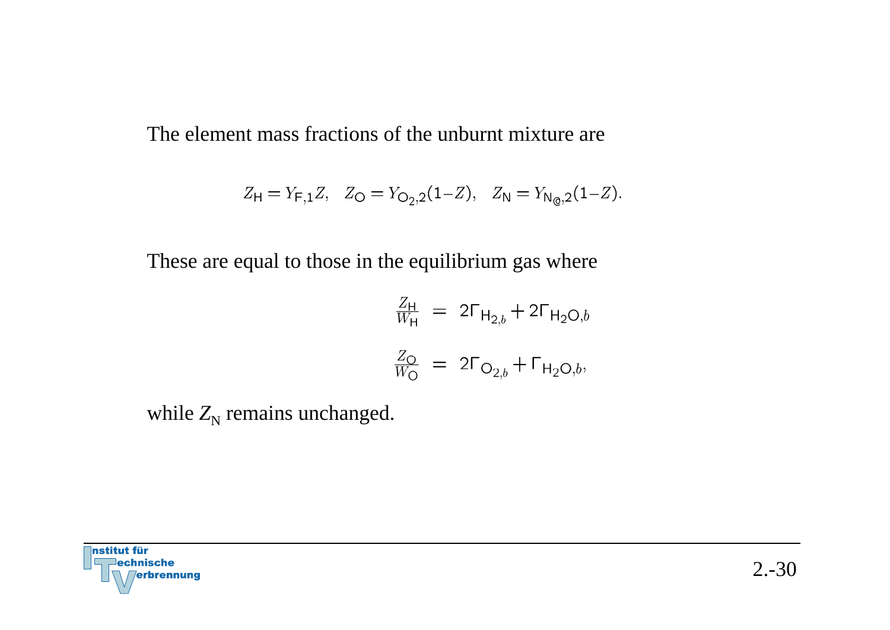The element mass fractions of the unburnt mixture are

$$Z_{\mathsf{H}} = Y_{\mathsf{F},1} Z, \quad Z_{\mathsf{O}} = Y_{\mathsf{O}_2,2}(1-Z), \quad Z_{\mathsf{N}} = Y_{\mathsf{N}_{@},2}(1-Z).$$

These are equal to those in the equilibrium gas where

$$\frac{Z_{\mathsf{H}}}{W_{\mathsf{H}}} = 2\Gamma_{\mathsf{H}_{2,b}} + 2\Gamma_{\mathsf{H}_2\mathsf{O},b}$$

$$\frac{Z_{\mathsf{O}}}{W_{\mathsf{O}}} = 2\Gamma_{\mathsf{O}_{2,b}} + \Gamma_{\mathsf{H}_2\mathsf{O},b},$$

while $Z_{\mathrm{N}}$ remains unchanged.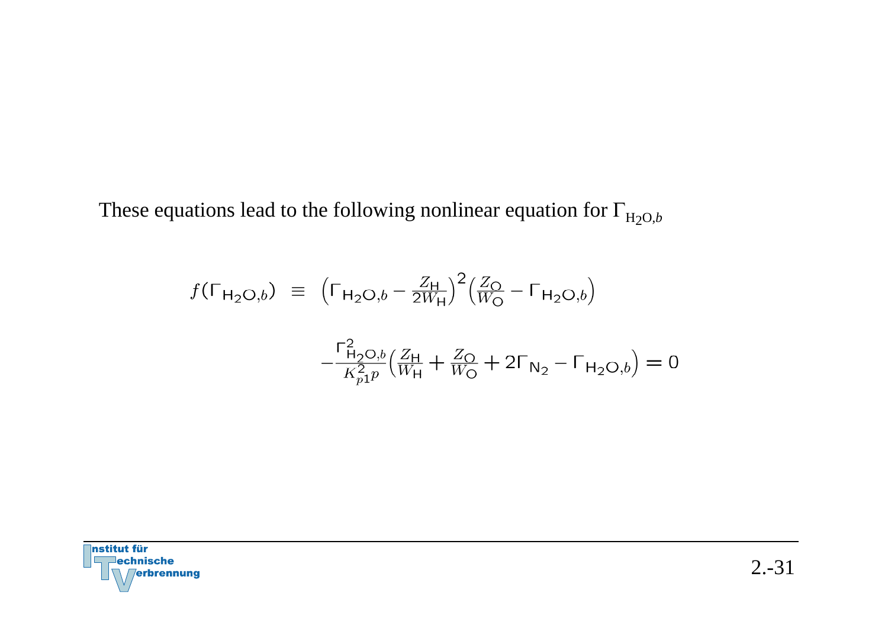These equations lead to the following nonlinear equation for $\Gamma_{\mathrm{H_2O},b}$

$$
\begin{aligned}
f(\Gamma_{\mathrm{H_2O},b}) \;\equiv\; & \Big(\Gamma_{\mathrm{H_2O},b} - \frac{Z_{\mathrm{H}}}{2W_{\mathrm{H}}}\Big)^2 \Big(\frac{Z_{\mathrm{O}}}{W_{\mathrm{O}}} - \Gamma_{\mathrm{H_2O},b}\Big) \\
& - \frac{\Gamma_{\mathrm{H_2O},b}^2}{K_{p1}^2 p} \Big(\frac{Z_{\mathrm{H}}}{W_{\mathrm{H}}} + \frac{Z_{\mathrm{O}}}{W_{\mathrm{O}}} + 2\Gamma_{\mathrm{N_2}} - \Gamma_{\mathrm{H_2O},b}\Big) = 0
\end{aligned}
$$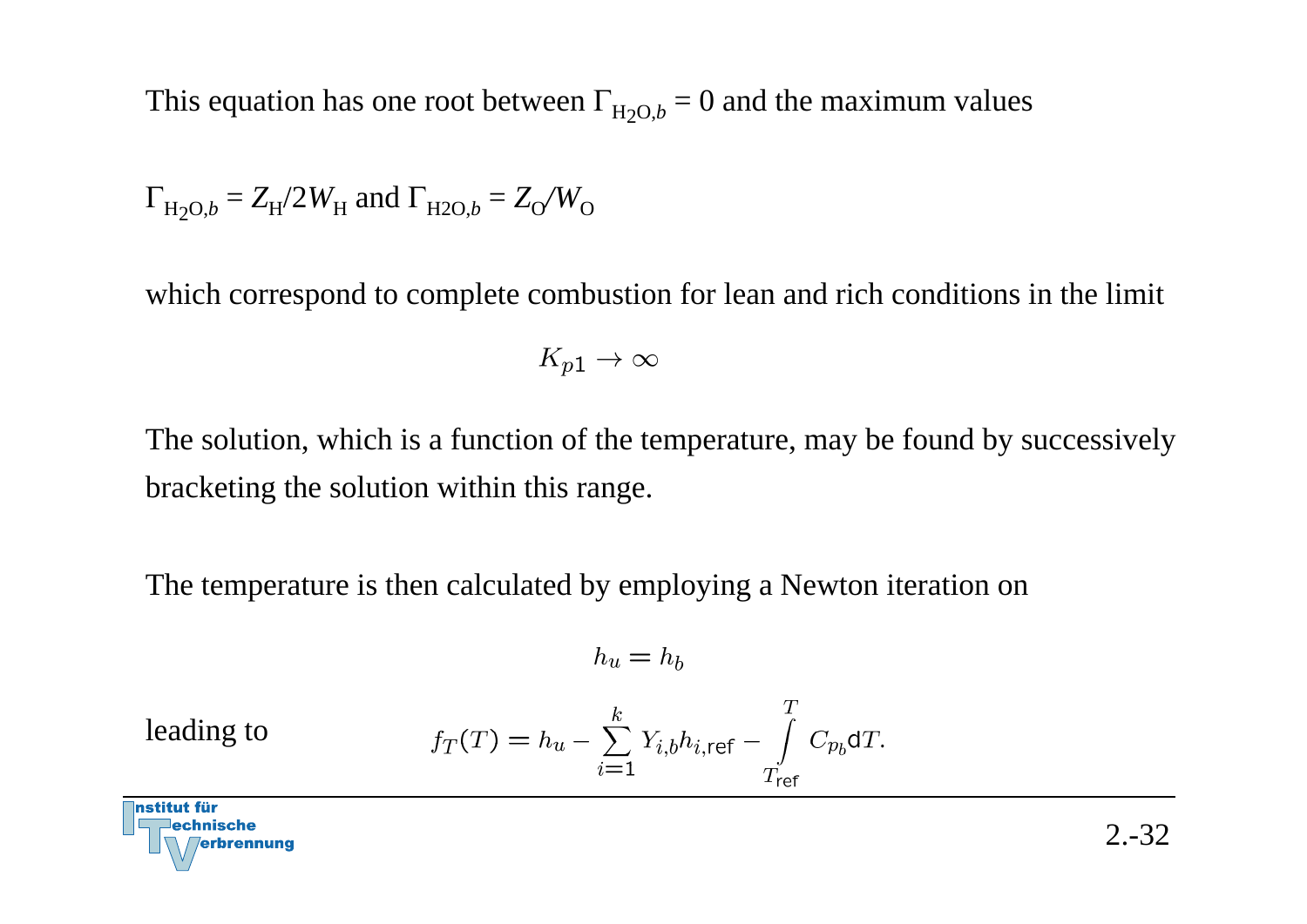This equation has one root between $\Gamma_{H_2O,b} = 0$ and the maximum values

$\Gamma_{H_2O,b} = Z_H/2W_H$ and $\Gamma_{H2O,b} = Z_O/W_O$

which correspond to complete combustion for lean and rich conditions in the limit

$$K_{p1} \to \infty$$

The solution, which is a function of the temperature, may be found by successively bracketing the solution within this range.

The temperature is then calculated by employing a Newton iteration on

$$h_u = h_b$$

leading to

$$f_T(T) = h_u - \sum_{i=1}^{k} Y_{i,b} h_{i,\mathsf{ref}} - \int_{T_{\mathsf{ref}}}^{T} C_{p_b} \mathsf{d}T.$$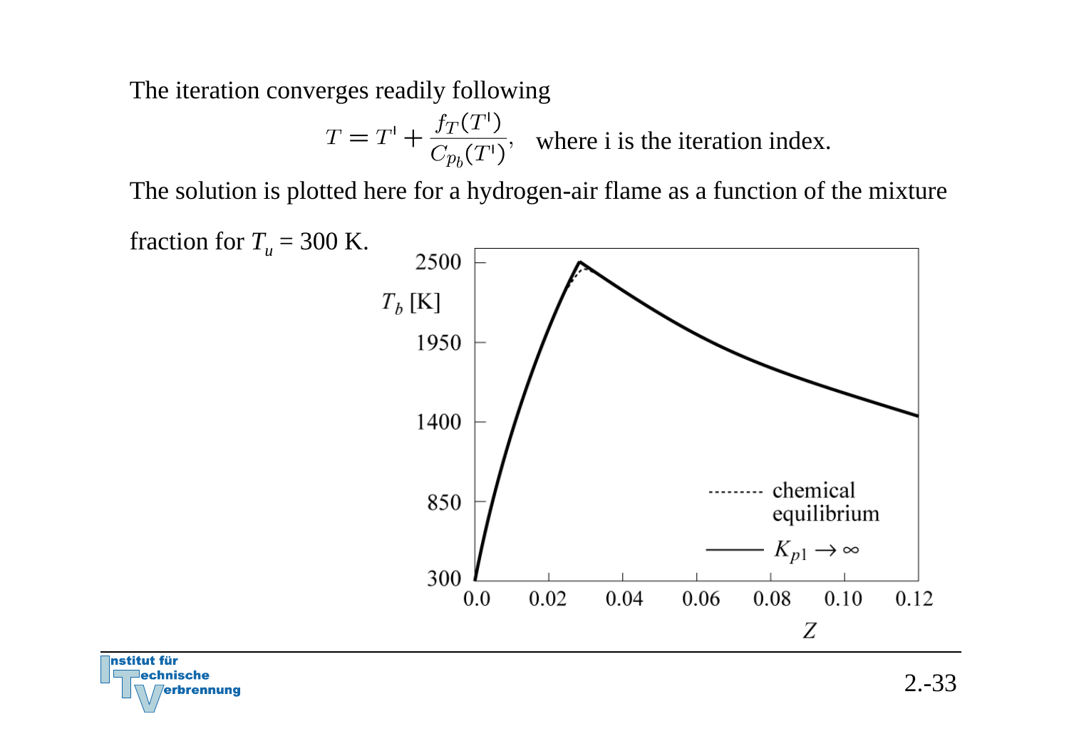The iteration converges readily following

$$T = T^{i} + \frac{f_T(T^{i})}{C_{p_b}(T^{i})}, \quad \text{where i is the iteration index.}$$

The solution is plotted here for a hydrogen-air flame as a function of the mixture fraction for $T_u$ = 300 K.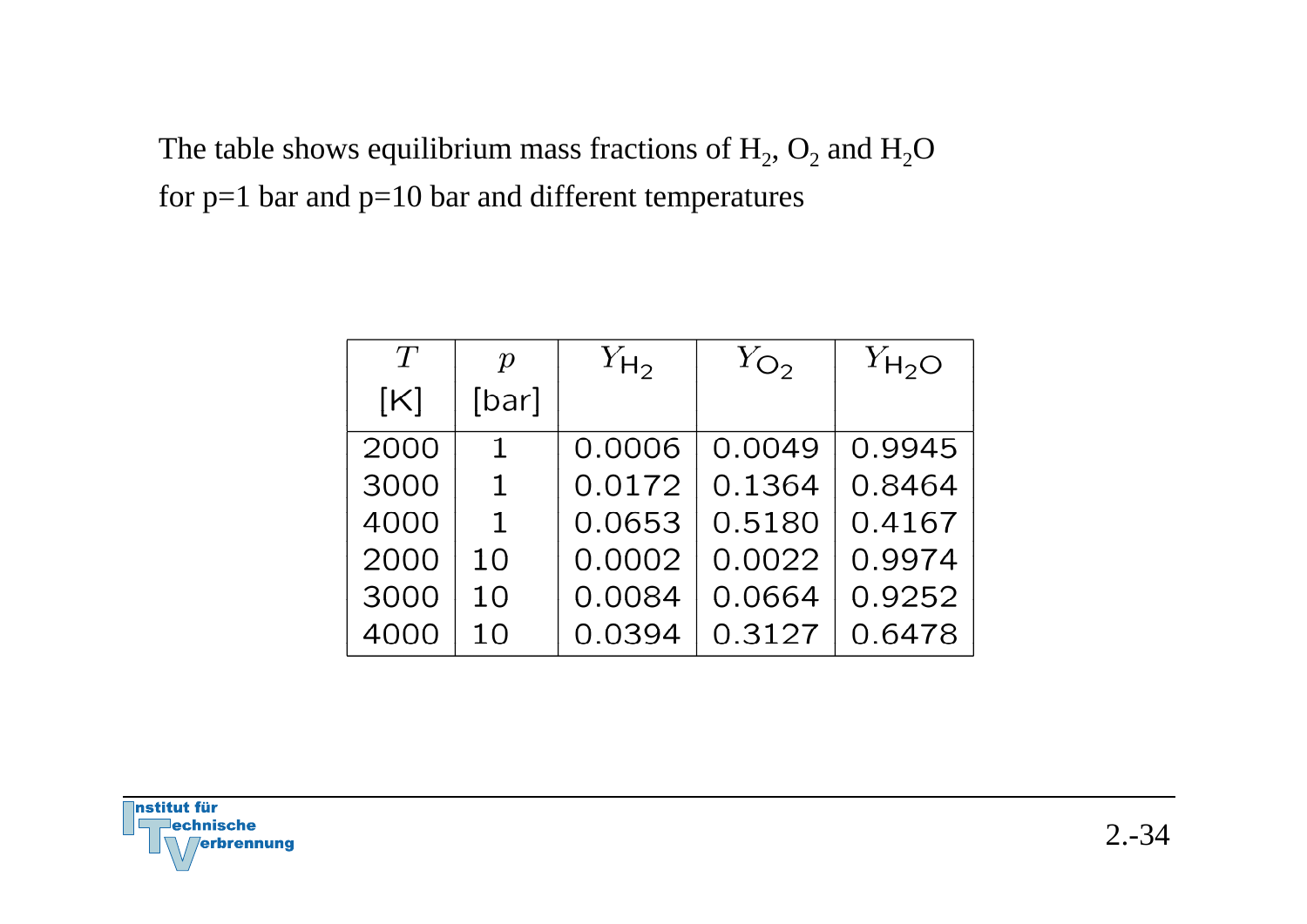The table shows equilibrium mass fractions of $H_2$, $O_2$ and $H_2O$ for p=1 bar and p=10 bar and different temperatures

| $T$ [K] | $p$ [bar] | $Y_{H_2}$ | $Y_{O_2}$ | $Y_{H_2O}$ |
|---|---|---|---|---|
| 2000 | 1 | 0.0006 | 0.0049 | 0.9945 |
| 3000 | 1 | 0.0172 | 0.1364 | 0.8464 |
| 4000 | 1 | 0.0653 | 0.5180 | 0.4167 |
| 2000 | 10 | 0.0002 | 0.0022 | 0.9974 |
| 3000 | 10 | 0.0084 | 0.0664 | 0.9252 |
| 4000 | 10 | 0.0394 | 0.3127 | 0.6478 |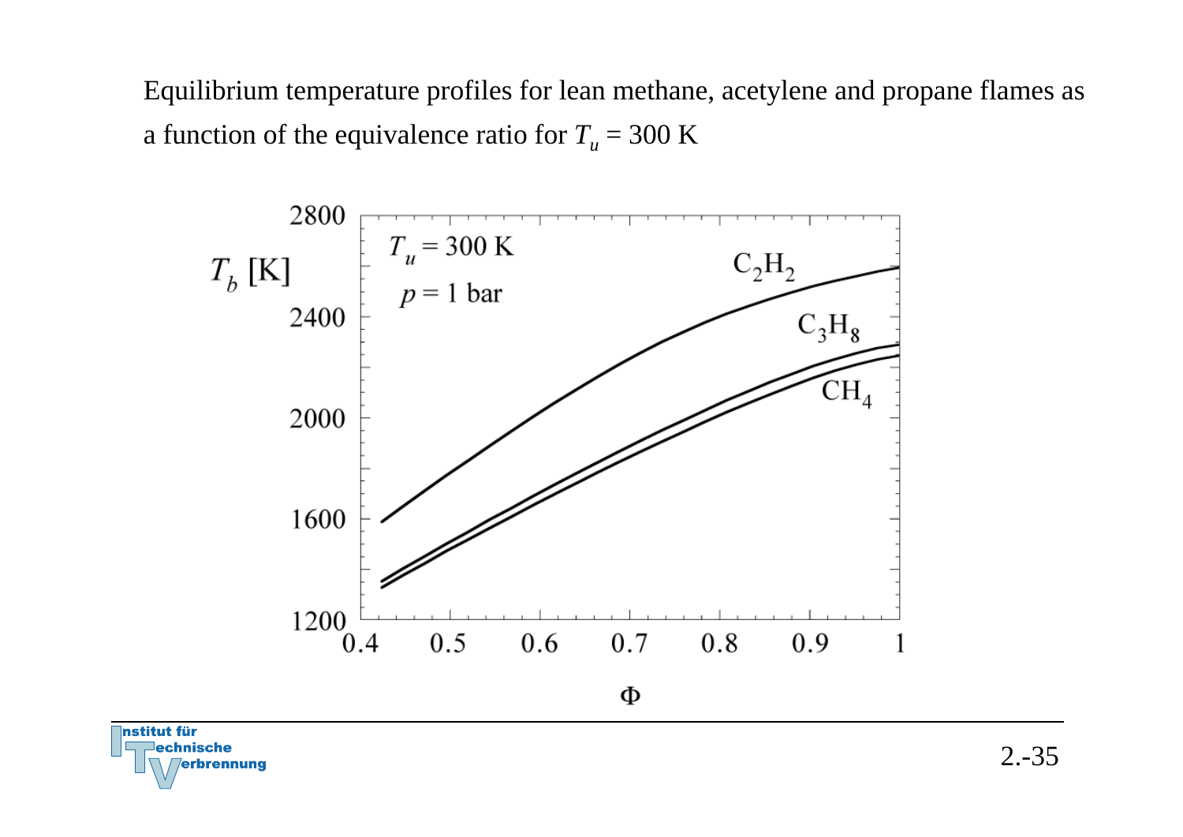Equilibrium temperature profiles for lean methane, acetylene and propane flames as a function of the equivalence ratio for $T_u = 300$ K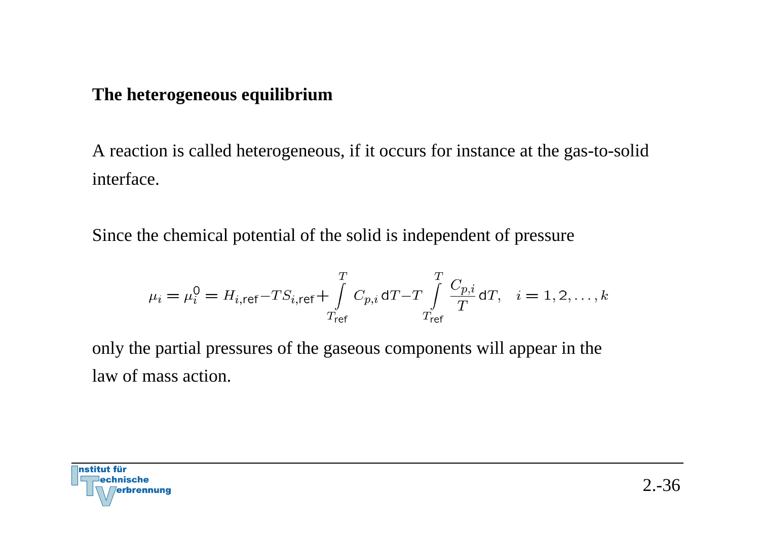## The heterogeneous equilibrium

A reaction is called heterogeneous, if it occurs for instance at the gas-to-solid interface.

Since the chemical potential of the solid is independent of pressure

$$\mu_i = \mu_i^0 = H_{i,\mathsf{ref}} - T S_{i,\mathsf{ref}} + \int_{T_{\mathsf{ref}}}^{T} C_{p,i} \, \mathsf{d}T - T \int_{T_{\mathsf{ref}}}^{T} \frac{C_{p,i}}{T} \, \mathsf{d}T, \quad i = 1, 2, \ldots, k$$

only the partial pressures of the gaseous components will appear in the law of mass action.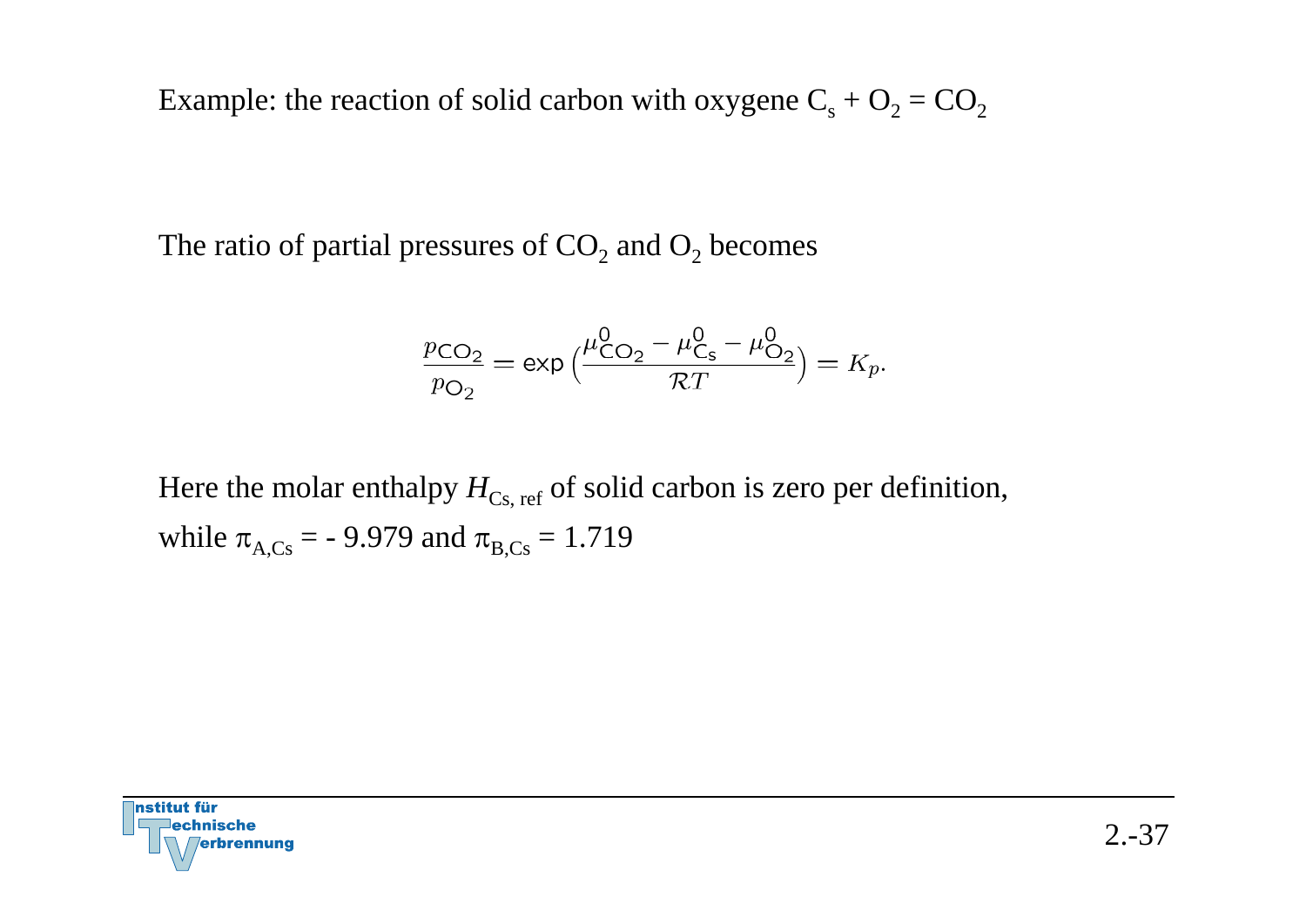Example: the reaction of solid carbon with oxygene $C_s + O_2 = CO_2$

The ratio of partial pressures of $CO_2$ and $O_2$ becomes

$$\frac{p_{CO_2}}{p_{O_2}} = \exp\left(\frac{\mu^0_{CO_2} - \mu^0_{C_s} - \mu^0_{O_2}}{\mathcal{R}T}\right) = K_p.$$

Here the molar enthalpy $H_{Cs,\,ref}$ of solid carbon is zero per definition, while $\pi_{A,Cs} = -9.979$ and $\pi_{B,Cs} = 1.719$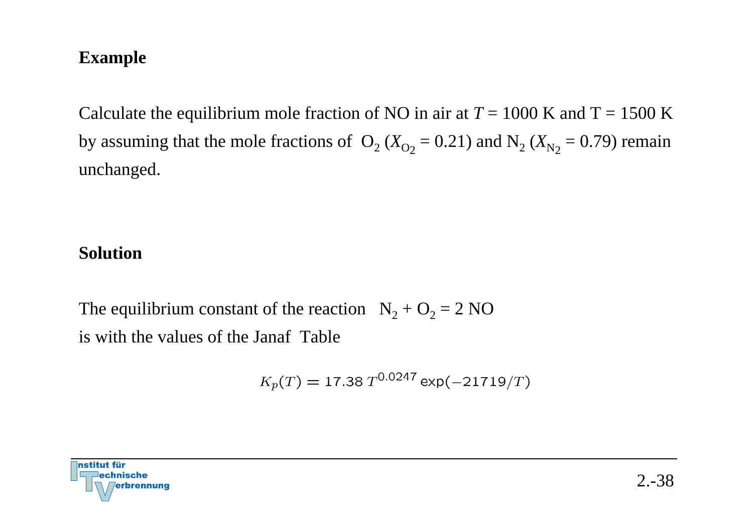**Example**

Calculate the equilibrium mole fraction of NO in air at $T$ = 1000 K and T = 1500 K by assuming that the mole fractions of $O_2$ ($X_{O_2}$ = 0.21) and $N_2$ ($X_{N_2}$ = 0.79) remain unchanged.

**Solution**

The equilibrium constant of the reaction $N_2 + O_2 = 2\,NO$ is with the values of the Janaf Table

$$K_p(T) = 17.38\, T^{0.0247} \exp(-21719/T)$$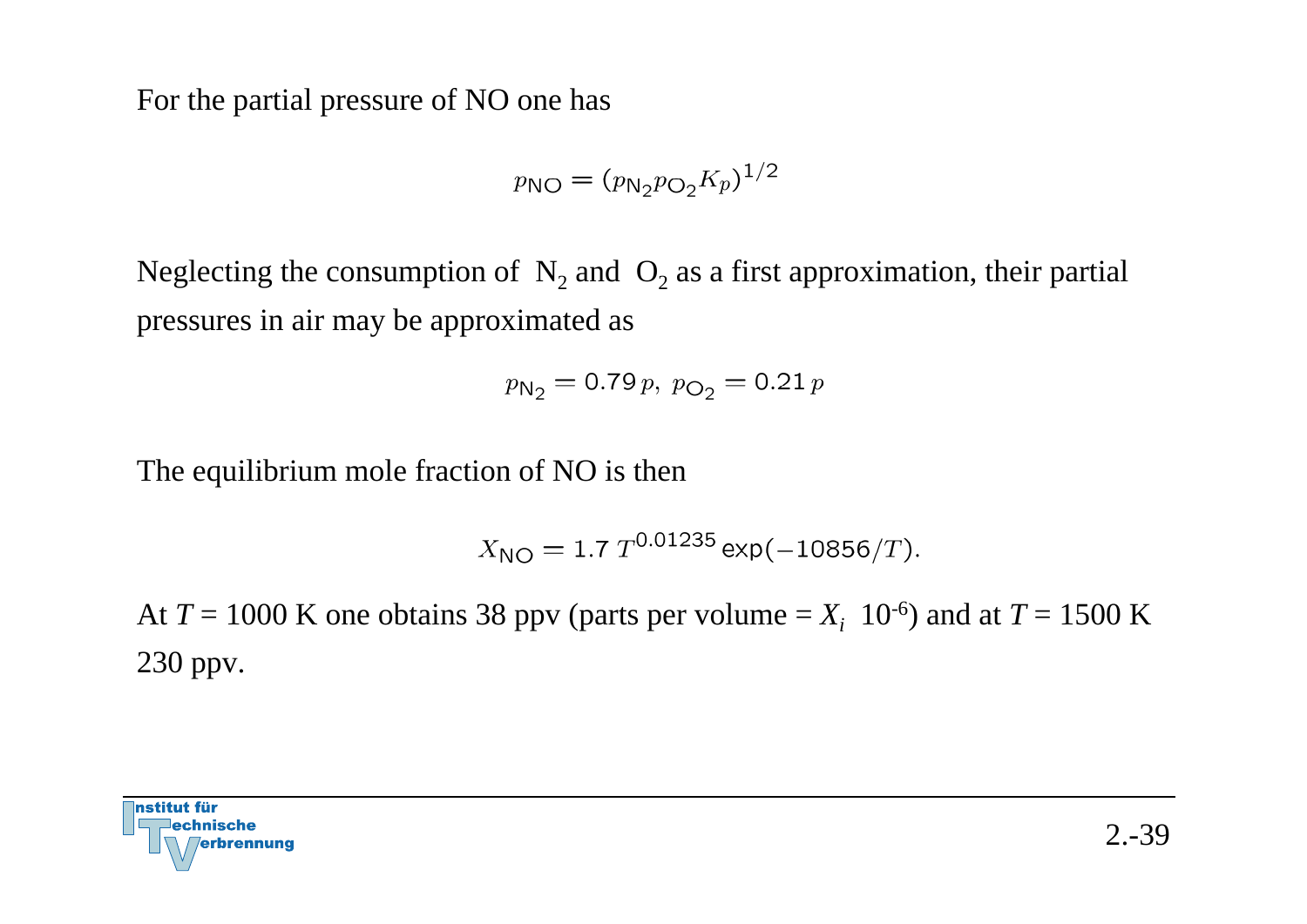For the partial pressure of NO one has

$$p_{NO} = (p_{N_2} p_{O_2} K_p)^{1/2}$$

Neglecting the consumption of $N_2$ and $O_2$ as a first approximation, their partial pressures in air may be approximated as

$$p_{N_2} = 0.79\,p,\; p_{O_2} = 0.21\,p$$

The equilibrium mole fraction of NO is then

$$X_{NO} = 1.7\,T^{0.01235}\exp(-10856/T).$$

At $T$ = 1000 K one obtains 38 ppv (parts per volume = $X_i\ 10^{-6}$) and at $T$ = 1500 K 230 ppv.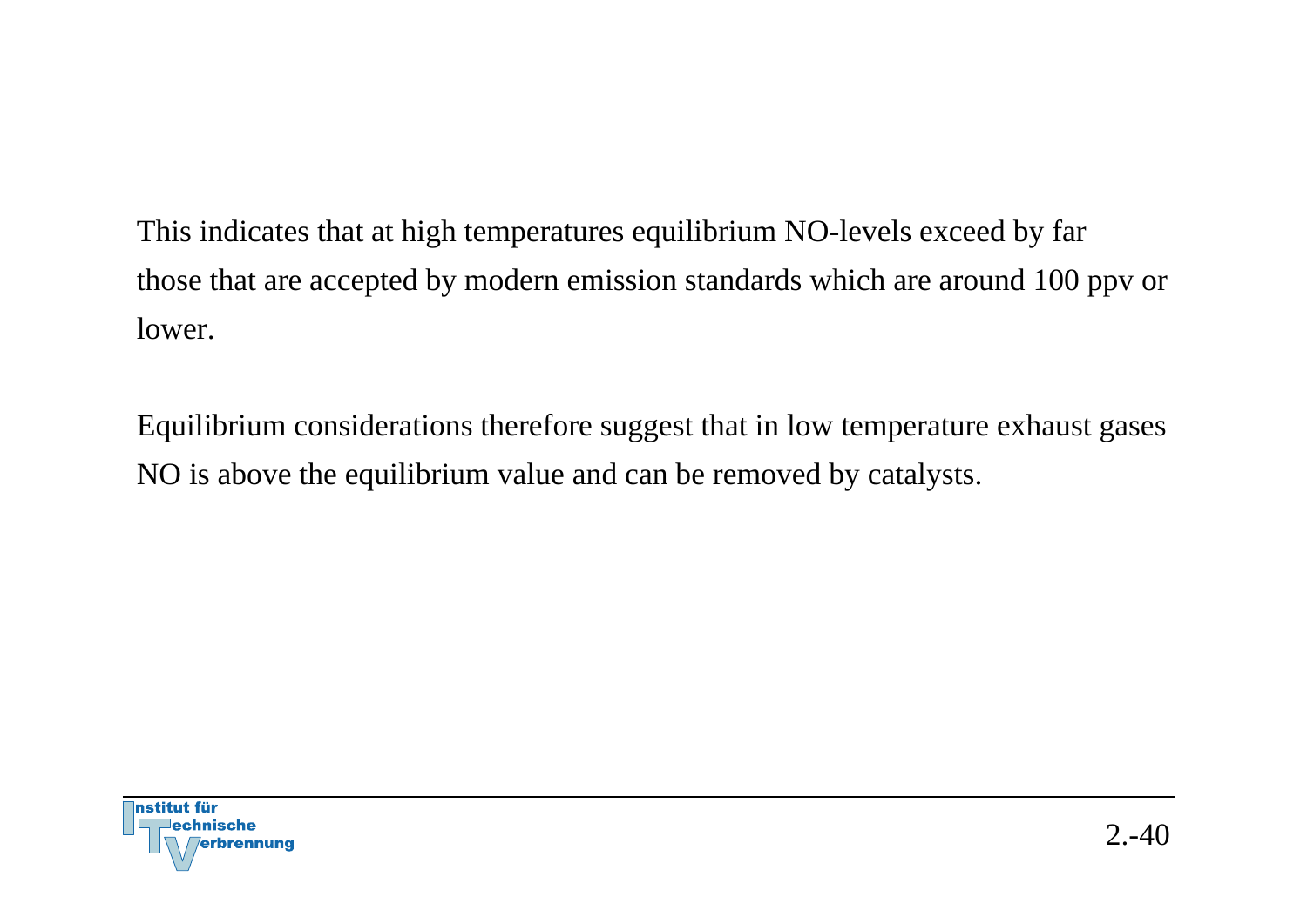This indicates that at high temperatures equilibrium NO-levels exceed by far those that are accepted by modern emission standards which are around 100 ppv or lower.

Equilibrium considerations therefore suggest that in low temperature exhaust gases NO is above the equilibrium value and can be removed by catalysts.